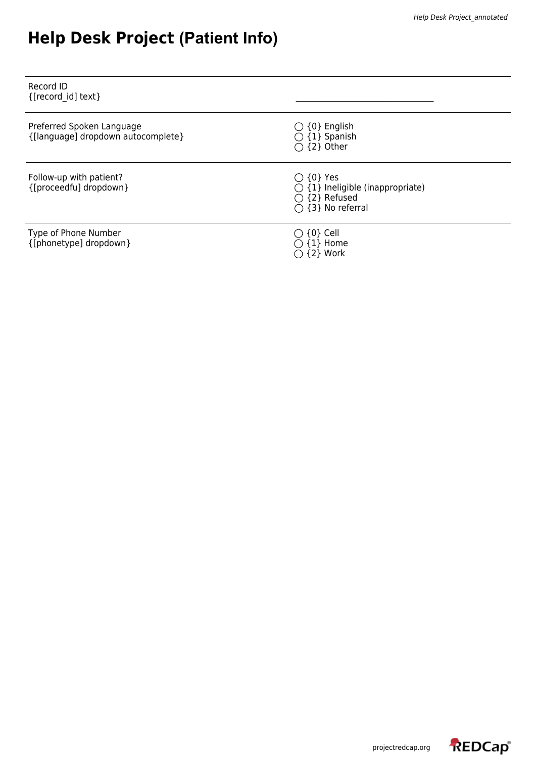# Help Desk Project (Patient Info)

| | |
|---|---|
| Record ID<br>{[record_id] text} | ______________________________ |
| Preferred Spoken Language<br>{[language] dropdown autocomplete} | ◯ {0} English<br>◯ {1} Spanish<br>◯ {2} Other |
| Follow-up with patient?<br>{[proceedfu] dropdown} | ◯ {0} Yes<br>◯ {1} Ineligible (inappropriate)<br>◯ {2} Refused<br>◯ {3} No referral |
| Type of Phone Number<br>{[phonetype] dropdown} | ◯ {0} Cell<br>◯ {1} Home<br>◯ {2} Work |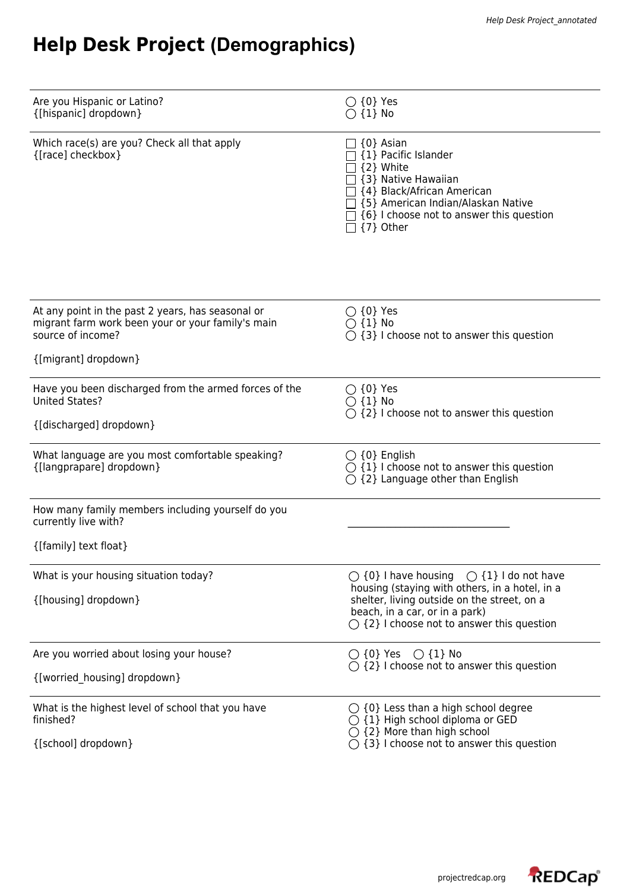# Help Desk Project (Demographics)

| | |
|---|---|
| Are you Hispanic or Latino?<br>{[hispanic] dropdown} | ◯ {0} Yes<br>◯ {1} No |
| Which race(s) are you? Check all that apply<br>{[race] checkbox} | ☐ {0} Asian<br>☐ {1} Pacific Islander<br>☐ {2} White<br>☐ {3} Native Hawaiian<br>☐ {4} Black/African American<br>☐ {5} American Indian/Alaskan Native<br>☐ {6} I choose not to answer this question<br>☐ {7} Other |
| At any point in the past 2 years, has seasonal or migrant farm work been your or your family's main source of income?<br><br>{[migrant] dropdown} | ◯ {0} Yes<br>◯ {1} No<br>◯ {3} I choose not to answer this question |
| Have you been discharged from the armed forces of the United States?<br><br>{[discharged] dropdown} | ◯ {0} Yes<br>◯ {1} No<br>◯ {2} I choose not to answer this question |
| What language are you most comfortable speaking?<br>{[langprapare] dropdown} | ◯ {0} English<br>◯ {1} I choose not to answer this question<br>◯ {2} Language other than English |
| How many family members including yourself do you currently live with?<br><br>{[family] text float} | ________________________________ |
| What is your housing situation today?<br><br>{[housing] dropdown} | ◯ {0} I have housing ◯ {1} I do not have housing (staying with others, in a hotel, in a shelter, living outside on the street, on a beach, in a car, or in a park)<br>◯ {2} I choose not to answer this question |
| Are you worried about losing your house?<br><br>{[worried_housing] dropdown} | ◯ {0} Yes ◯ {1} No<br>◯ {2} I choose not to answer this question |
| What is the highest level of school that you have finished?<br><br>{[school] dropdown} | ◯ {0} Less than a high school degree<br>◯ {1} High school diploma or GED<br>◯ {2} More than high school<br>◯ {3} I choose not to answer this question |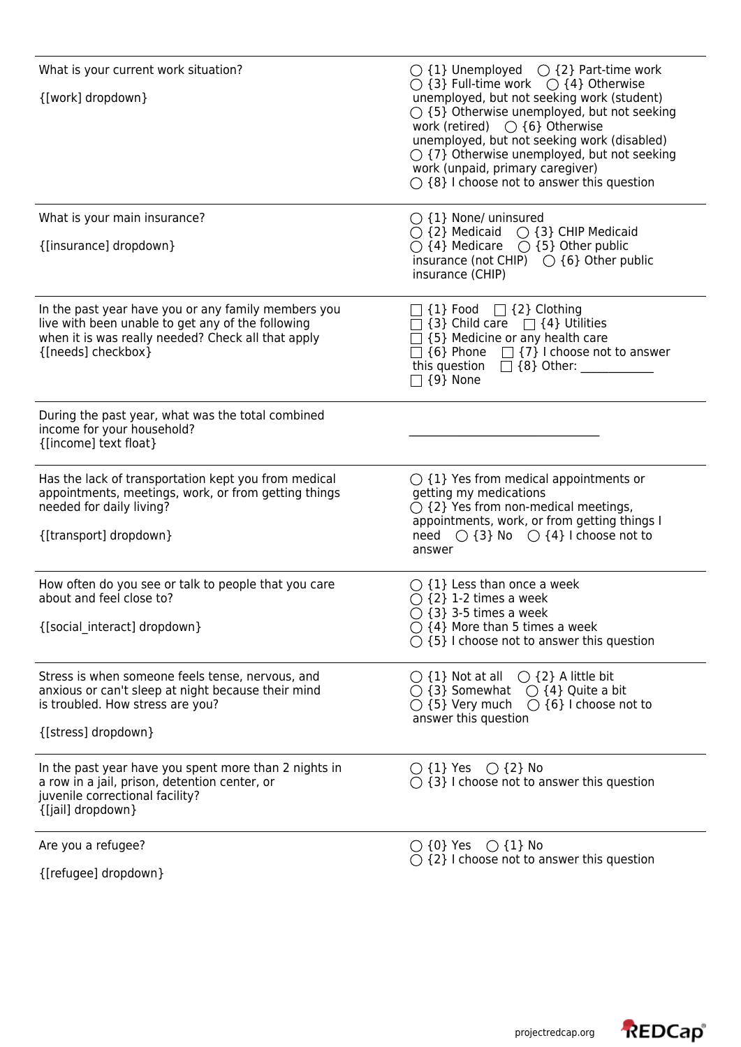| | |
|---|---|
| What is your current work situation?<br><br>{[work] dropdown} | ◯ {1} Unemployed ◯ {2} Part-time work ◯ {3} Full-time work ◯ {4} Otherwise unemployed, but not seeking work (student) ◯ {5} Otherwise unemployed, but not seeking work (retired) ◯ {6} Otherwise unemployed, but not seeking work (disabled) ◯ {7} Otherwise unemployed, but not seeking work (unpaid, primary caregiver) ◯ {8} I choose not to answer this question |
| What is your main insurance?<br><br>{[insurance] dropdown} | ◯ {1} None/ uninsured ◯ {2} Medicaid ◯ {3} CHIP Medicaid ◯ {4} Medicare ◯ {5} Other public insurance (not CHIP) ◯ {6} Other public insurance (CHIP) |
| In the past year have you or any family members you live with been unable to get any of the following when it is was really needed? Check all that apply {[needs] checkbox} | ☐ {1} Food ☐ {2} Clothing ☐ {3} Child care ☐ {4} Utilities ☐ {5} Medicine or any health care ☐ {6} Phone ☐ {7} I choose not to answer this question ☐ {8} Other: ____________ ☐ {9} None |
| During the past year, what was the total combined income for your household? {[income] text float} | ______________________________ |
| Has the lack of transportation kept you from medical appointments, meetings, work, or from getting things needed for daily living?<br><br>{[transport] dropdown} | ◯ {1} Yes from medical appointments or getting my medications ◯ {2} Yes from non-medical meetings, appointments, work, or from getting things I need ◯ {3} No ◯ {4} I choose not to answer |
| How often do you see or talk to people that you care about and feel close to?<br><br>{[social_interact] dropdown} | ◯ {1} Less than once a week ◯ {2} 1-2 times a week ◯ {3} 3-5 times a week ◯ {4} More than 5 times a week ◯ {5} I choose not to answer this question |
| Stress is when someone feels tense, nervous, and anxious or can't sleep at night because their mind is troubled. How stress are you?<br><br>{[stress] dropdown} | ◯ {1} Not at all ◯ {2} A little bit ◯ {3} Somewhat ◯ {4} Quite a bit ◯ {5} Very much ◯ {6} I choose not to answer this question |
| In the past year have you spent more than 2 nights in a row in a jail, prison, detention center, or juvenile correctional facility? {[jail] dropdown} | ◯ {1} Yes ◯ {2} No ◯ {3} I choose not to answer this question |
| Are you a refugee?<br><br>{[refugee] dropdown} | ◯ {0} Yes ◯ {1} No ◯ {2} I choose not to answer this question |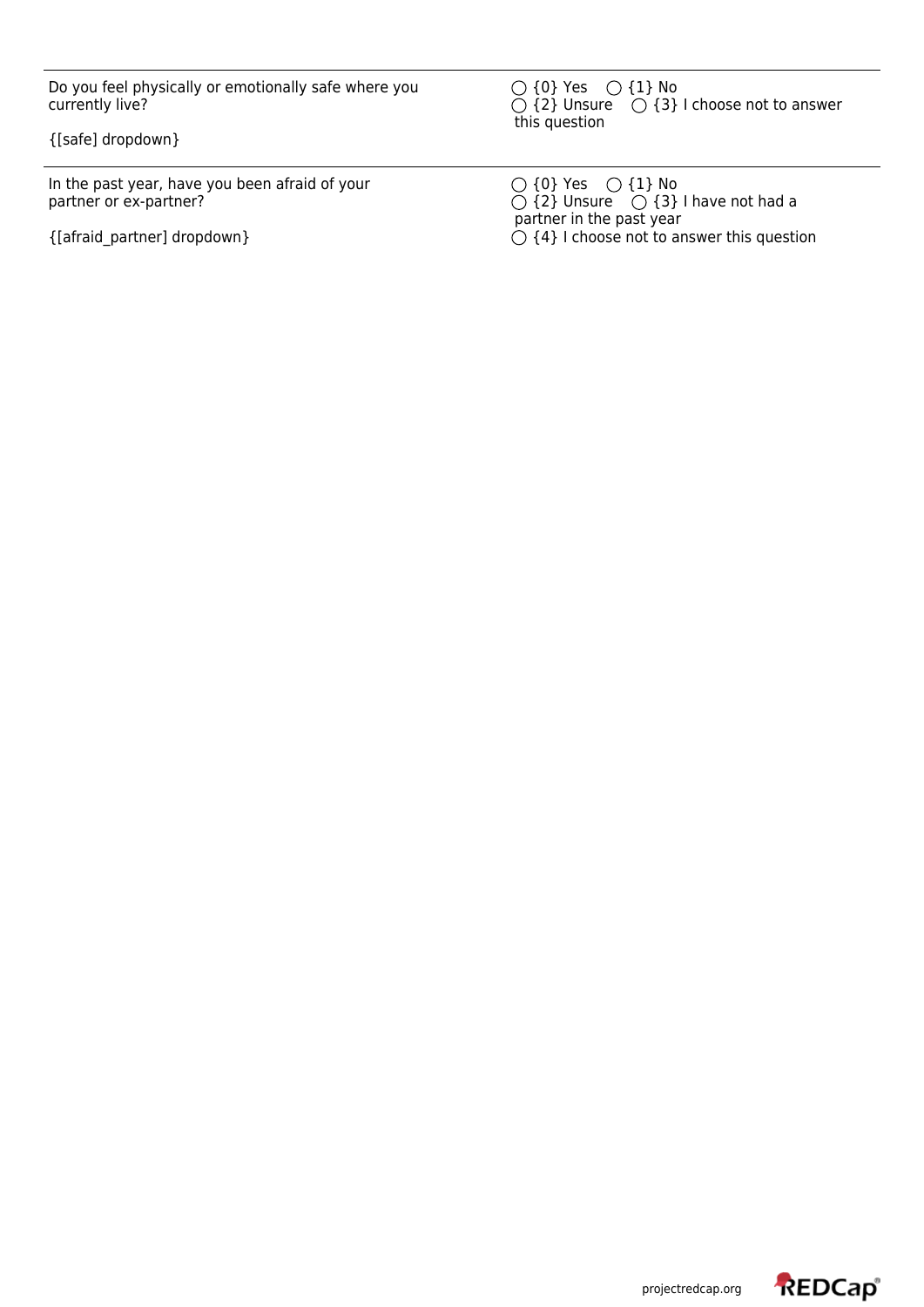| | |
|---|---|
| Do you feel physically or emotionally safe where you currently live?<br><br>{[safe] dropdown} | ◯ {0} Yes ◯ {1} No<br>◯ {2} Unsure ◯ {3} I choose not to answer this question |
| In the past year, have you been afraid of your partner or ex-partner?<br><br>{[afraid_partner] dropdown} | ◯ {0} Yes ◯ {1} No<br>◯ {2} Unsure ◯ {3} I have not had a partner in the past year<br>◯ {4} I choose not to answer this question |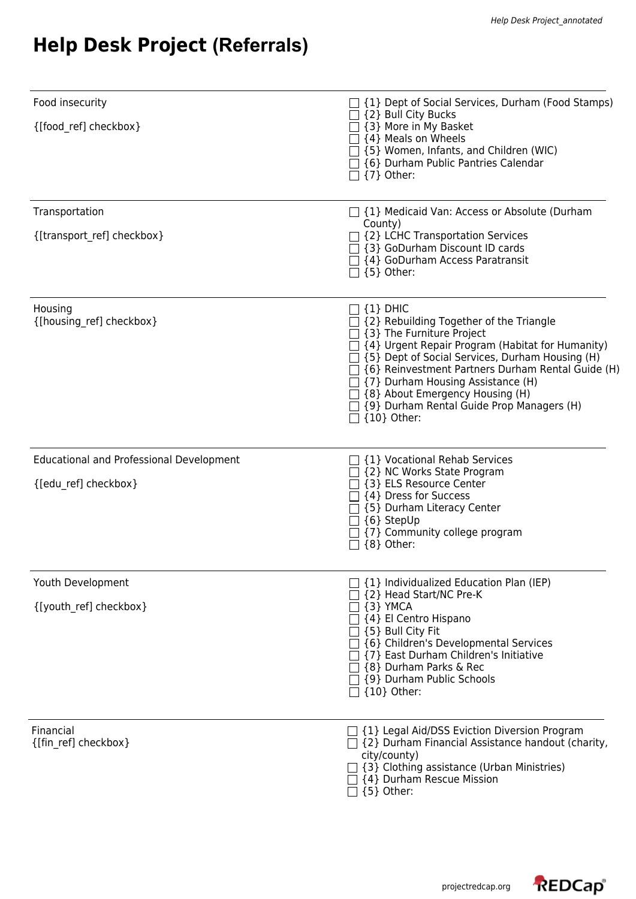# Help Desk Project (Referrals)

| | |
|---|---|
| Food insecurity<br><br>{[food_ref] checkbox} | ☐ {1} Dept of Social Services, Durham (Food Stamps)<br>☐ {2} Bull City Bucks<br>☐ {3} More in My Basket<br>☐ {4} Meals on Wheels<br>☐ {5} Women, Infants, and Children (WIC)<br>☐ {6} Durham Public Pantries Calendar<br>☐ {7} Other: |
| Transportation<br><br>{[transport_ref] checkbox} | ☐ {1} Medicaid Van: Access or Absolute (Durham County)<br>☐ {2} LCHC Transportation Services<br>☐ {3} GoDurham Discount ID cards<br>☐ {4} GoDurham Access Paratransit<br>☐ {5} Other: |
| Housing<br>{[housing_ref] checkbox} | ☐ {1} DHIC<br>☐ {2} Rebuilding Together of the Triangle<br>☐ {3} The Furniture Project<br>☐ {4} Urgent Repair Program (Habitat for Humanity)<br>☐ {5} Dept of Social Services, Durham Housing (H)<br>☐ {6} Reinvestment Partners Durham Rental Guide (H)<br>☐ {7} Durham Housing Assistance (H)<br>☐ {8} About Emergency Housing (H)<br>☐ {9} Durham Rental Guide Prop Managers (H)<br>☐ {10} Other: |
| Educational and Professional Development<br><br>{[edu_ref] checkbox} | ☐ {1} Vocational Rehab Services<br>☐ {2} NC Works State Program<br>☐ {3} ELS Resource Center<br>☐ {4} Dress for Success<br>☐ {5} Durham Literacy Center<br>☐ {6} StepUp<br>☐ {7} Community college program<br>☐ {8} Other: |
| Youth Development<br><br>{[youth_ref] checkbox} | ☐ {1} Individualized Education Plan (IEP)<br>☐ {2} Head Start/NC Pre-K<br>☐ {3} YMCA<br>☐ {4} El Centro Hispano<br>☐ {5} Bull City Fit<br>☐ {6} Children's Developmental Services<br>☐ {7} East Durham Children's Initiative<br>☐ {8} Durham Parks & Rec<br>☐ {9} Durham Public Schools<br>☐ {10} Other: |
| Financial<br>{[fin_ref] checkbox} | ☐ {1} Legal Aid/DSS Eviction Diversion Program<br>☐ {2} Durham Financial Assistance handout (charity, city/county)<br>☐ {3} Clothing assistance (Urban Ministries)<br>☐ {4} Durham Rescue Mission<br>☐ {5} Other: |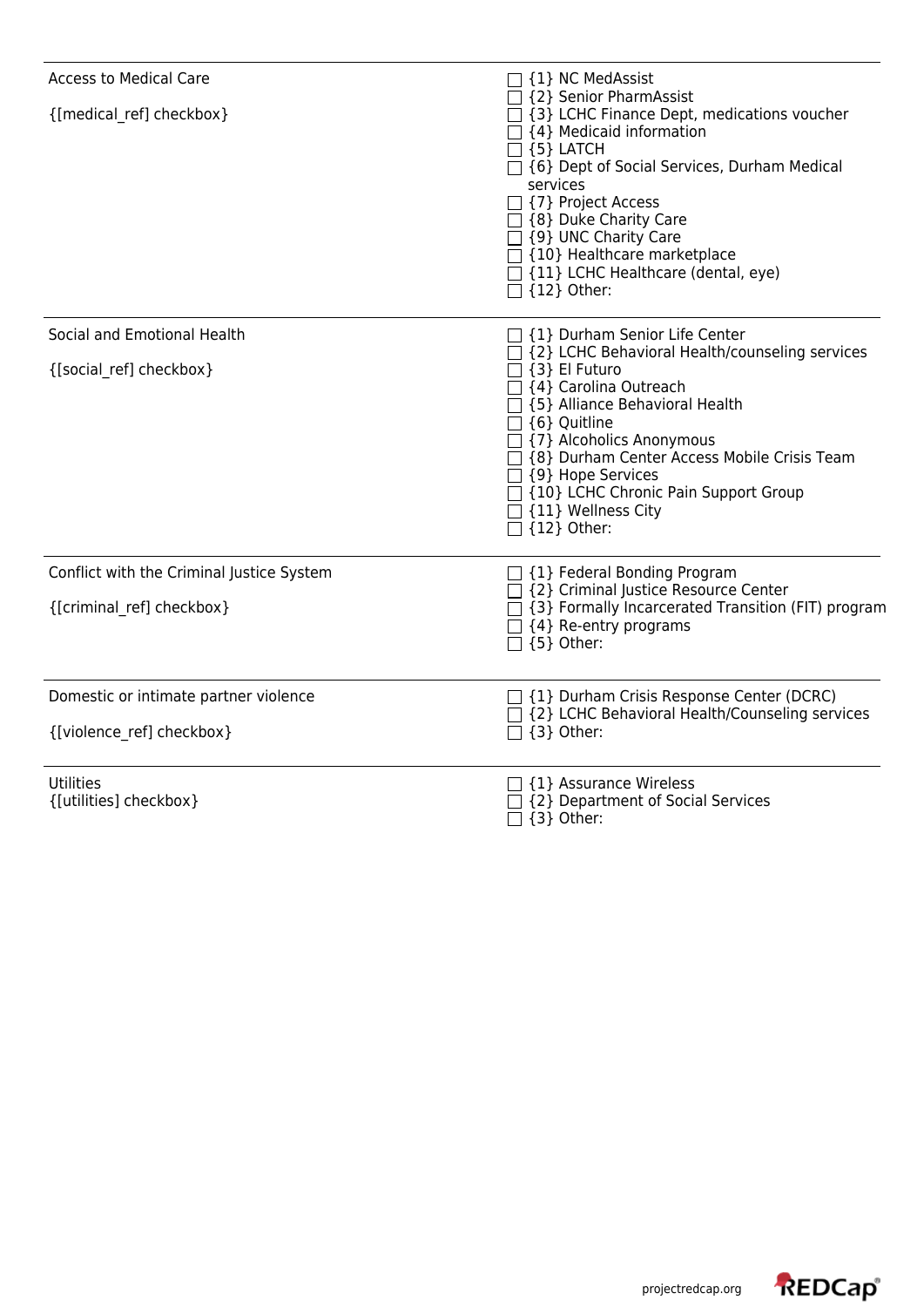| | |
|---|---|
| Access to Medical Care<br><br>{[medical_ref] checkbox} | ☐ {1} NC MedAssist<br>☐ {2} Senior PharmAssist<br>☐ {3} LCHC Finance Dept, medications voucher<br>☐ {4} Medicaid information<br>☐ {5} LATCH<br>☐ {6} Dept of Social Services, Durham Medical services<br>☐ {7} Project Access<br>☐ {8} Duke Charity Care<br>☐ {9} UNC Charity Care<br>☐ {10} Healthcare marketplace<br>☐ {11} LCHC Healthcare (dental, eye)<br>☐ {12} Other: |
| Social and Emotional Health<br><br>{[social_ref] checkbox} | ☐ {1} Durham Senior Life Center<br>☐ {2} LCHC Behavioral Health/counseling services<br>☐ {3} El Futuro<br>☐ {4} Carolina Outreach<br>☐ {5} Alliance Behavioral Health<br>☐ {6} Quitline<br>☐ {7} Alcoholics Anonymous<br>☐ {8} Durham Center Access Mobile Crisis Team<br>☐ {9} Hope Services<br>☐ {10} LCHC Chronic Pain Support Group<br>☐ {11} Wellness City<br>☐ {12} Other: |
| Conflict with the Criminal Justice System<br><br>{[criminal_ref] checkbox} | ☐ {1} Federal Bonding Program<br>☐ {2} Criminal Justice Resource Center<br>☐ {3} Formally Incarcerated Transition (FIT) program<br>☐ {4} Re-entry programs<br>☐ {5} Other: |
| Domestic or intimate partner violence<br><br>{[violence_ref] checkbox} | ☐ {1} Durham Crisis Response Center (DCRC)<br>☐ {2} LCHC Behavioral Health/Counseling services<br>☐ {3} Other: |
| Utilities<br>{[utilities] checkbox} | ☐ {1} Assurance Wireless<br>☐ {2} Department of Social Services<br>☐ {3} Other: |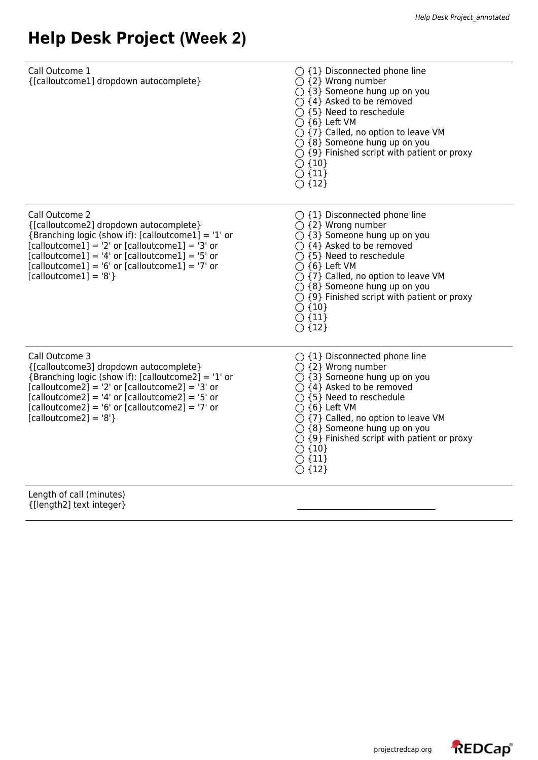# Help Desk Project (Week 2)

| Field | Options |
|---|---|
| Call Outcome 1<br>{[calloutcome1] dropdown autocomplete} | ◯ {1} Disconnected phone line<br>◯ {2} Wrong number<br>◯ {3} Someone hung up on you<br>◯ {4} Asked to be removed<br>◯ {5} Need to reschedule<br>◯ {6} Left VM<br>◯ {7} Called, no option to leave VM<br>◯ {8} Someone hung up on you<br>◯ {9} Finished script with patient or proxy<br>◯ {10}<br>◯ {11}<br>◯ {12} |
| Call Outcome 2<br>{[calloutcome2] dropdown autocomplete}<br>{Branching logic (show if): [calloutcome1] = '1' or [calloutcome1] = '2' or [calloutcome1] = '3' or [calloutcome1] = '4' or [calloutcome1] = '5' or [calloutcome1] = '6' or [calloutcome1] = '7' or [calloutcome1] = '8'} | ◯ {1} Disconnected phone line<br>◯ {2} Wrong number<br>◯ {3} Someone hung up on you<br>◯ {4} Asked to be removed<br>◯ {5} Need to reschedule<br>◯ {6} Left VM<br>◯ {7} Called, no option to leave VM<br>◯ {8} Someone hung up on you<br>◯ {9} Finished script with patient or proxy<br>◯ {10}<br>◯ {11}<br>◯ {12} |
| Call Outcome 3<br>{[calloutcome3] dropdown autocomplete}<br>{Branching logic (show if): [calloutcome2] = '1' or [calloutcome2] = '2' or [calloutcome2] = '3' or [calloutcome2] = '4' or [calloutcome2] = '5' or [calloutcome2] = '6' or [calloutcome2] = '7' or [calloutcome2] = '8'} | ◯ {1} Disconnected phone line<br>◯ {2} Wrong number<br>◯ {3} Someone hung up on you<br>◯ {4} Asked to be removed<br>◯ {5} Need to reschedule<br>◯ {6} Left VM<br>◯ {7} Called, no option to leave VM<br>◯ {8} Someone hung up on you<br>◯ {9} Finished script with patient or proxy<br>◯ {10}<br>◯ {11}<br>◯ {12} |
| Length of call (minutes)<br>{[length2] text integer} | ________________________ |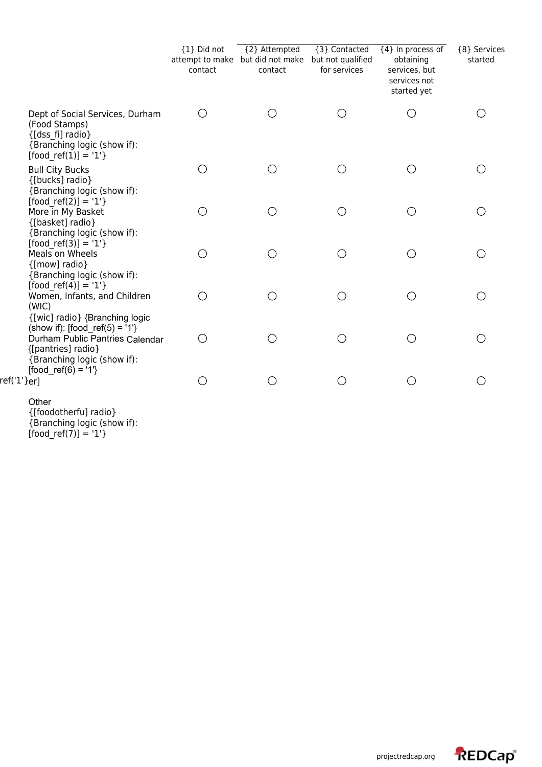| | {1} Did not attempt to make contact | {2} Attempted but did not make contact | {3} Contacted but not qualified for services | {4} In process of obtaining services, but services not started yet | {8} Services started |
|---|---|---|---|---|---|
| Dept of Social Services, Durham (Food Stamps) {[dss_fi] radio} {Branching logic (show if): [food_ref(1)] = '1'} | ◯ | ◯ | ◯ | ◯ | ◯ |
| Bull City Bucks {[bucks] radio} {Branching logic (show if): [food_ref(2)] = '1'} | ◯ | ◯ | ◯ | ◯ | ◯ |
| More in My Basket {[basket] radio} {Branching logic (show if): [food_ref(3)] = '1'} | ◯ | ◯ | ◯ | ◯ | ◯ |
| Meals on Wheels {[mow] radio} {Branching logic (show if): [food_ref(4)] = '1'} | ◯ | ◯ | ◯ | ◯ | ◯ |
| Women, Infants, and Children (WIC) {[wic] radio} {Branching logic (show if): [food_ref(5) = '1'} | ◯ | ◯ | ◯ | ◯ | ◯ |
| Durham Public Pantries Calendar {[pantries] radio} {Branching logic (show if): [food_ref(6) = '1'} | ◯ | ◯ | ◯ | ◯ | ◯ |
| ref('1'}er] Other {[foodotherfu] radio} {Branching logic (show if): [food_ref(7)] = '1'} | ◯ | ◯ | ◯ | ◯ | ◯ |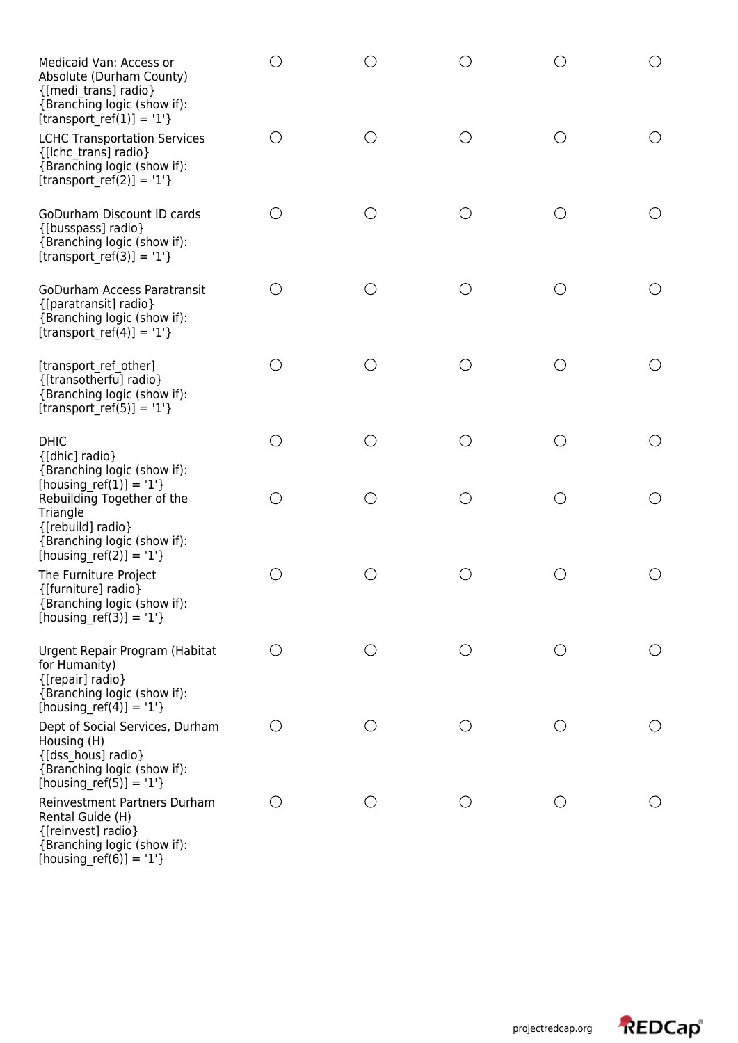| | | | | | |
|---|---|---|---|---|---|
| Medicaid Van: Access or Absolute (Durham County) {[medi_trans] radio} {Branching logic (show if): [transport_ref(1)] = '1'} | ◯ | ◯ | ◯ | ◯ | ◯ |
| LCHC Transportation Services {[lchc_trans] radio} {Branching logic (show if): [transport_ref(2)] = '1'} | ◯ | ◯ | ◯ | ◯ | ◯ |
| GoDurham Discount ID cards {[busspass] radio} {Branching logic (show if): [transport_ref(3)] = '1'} | ◯ | ◯ | ◯ | ◯ | ◯ |
| GoDurham Access Paratransit {[paratransit] radio} {Branching logic (show if): [transport_ref(4)] = '1'} | ◯ | ◯ | ◯ | ◯ | ◯ |
| [transport_ref_other] {[transotherfu] radio} {Branching logic (show if): [transport_ref(5)] = '1'} | ◯ | ◯ | ◯ | ◯ | ◯ |
| DHIC {[dhic] radio} {Branching logic (show if): [housing_ref(1)] = '1'} | ◯ | ◯ | ◯ | ◯ | ◯ |
| Rebuilding Together of the Triangle {[rebuild] radio} {Branching logic (show if): [housing_ref(2)] = '1'} | ◯ | ◯ | ◯ | ◯ | ◯ |
| The Furniture Project {[furniture] radio} {Branching logic (show if): [housing_ref(3)] = '1'} | ◯ | ◯ | ◯ | ◯ | ◯ |
| Urgent Repair Program (Habitat for Humanity) {[repair] radio} {Branching logic (show if): [housing_ref(4)] = '1'} | ◯ | ◯ | ◯ | ◯ | ◯ |
| Dept of Social Services, Durham Housing (H) {[dss_hous] radio} {Branching logic (show if): [housing_ref(5)] = '1'} | ◯ | ◯ | ◯ | ◯ | ◯ |
| Reinvestment Partners Durham Rental Guide (H) {[reinvest] radio} {Branching logic (show if): [housing_ref(6)] = '1'} | ◯ | ◯ | ◯ | ◯ | ◯ |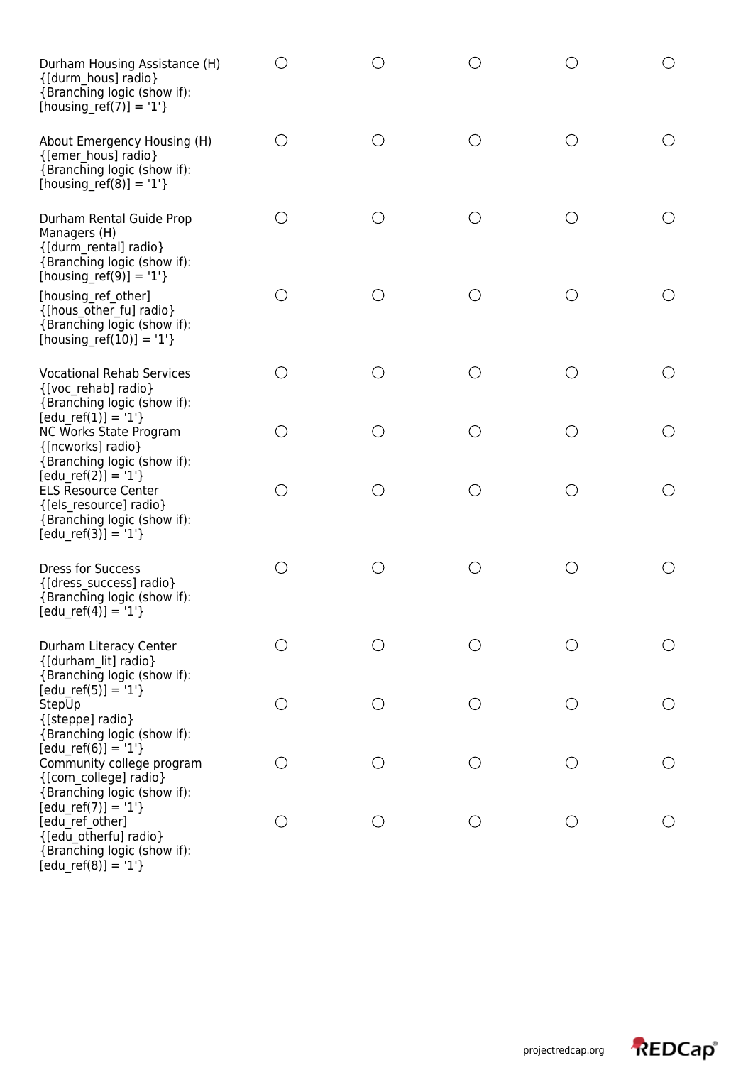| | | | | | |
|---|---|---|---|---|---|
| Durham Housing Assistance (H) {[durm_hous] radio} {Branching logic (show if): [housing_ref(7)] = '1'} | ○ | ○ | ○ | ○ | ○ |
| About Emergency Housing (H) {[emer_hous] radio} {Branching logic (show if): [housing_ref(8)] = '1'} | ○ | ○ | ○ | ○ | ○ |
| Durham Rental Guide Prop Managers (H) {[durm_rental] radio} {Branching logic (show if): [housing_ref(9)] = '1'} | ○ | ○ | ○ | ○ | ○ |
| [housing_ref_other] {[hous_other_fu] radio} {Branching logic (show if): [housing_ref(10)] = '1'} | ○ | ○ | ○ | ○ | ○ |
| Vocational Rehab Services {[voc_rehab] radio} {Branching logic (show if): [edu_ref(1)] = '1'} | ○ | ○ | ○ | ○ | ○ |
| NC Works State Program {[ncworks] radio} {Branching logic (show if): [edu_ref(2)] = '1'} | ○ | ○ | ○ | ○ | ○ |
| ELS Resource Center {[els_resource] radio} {Branching logic (show if): [edu_ref(3)] = '1'} | ○ | ○ | ○ | ○ | ○ |
| Dress for Success {[dress_success] radio} {Branching logic (show if): [edu_ref(4)] = '1'} | ○ | ○ | ○ | ○ | ○ |
| Durham Literacy Center {[durham_lit] radio} {Branching logic (show if): [edu_ref(5)] = '1'} | ○ | ○ | ○ | ○ | ○ |
| StepUp {[steppe] radio} {Branching logic (show if): [edu_ref(6)] = '1'} | ○ | ○ | ○ | ○ | ○ |
| Community college program {[com_college] radio} {Branching logic (show if): [edu_ref(7)] = '1'} | ○ | ○ | ○ | ○ | ○ |
| [edu_ref_other] {[edu_otherfu] radio} {Branching logic (show if): [edu_ref(8)] = '1'} | ○ | ○ | ○ | ○ | ○ |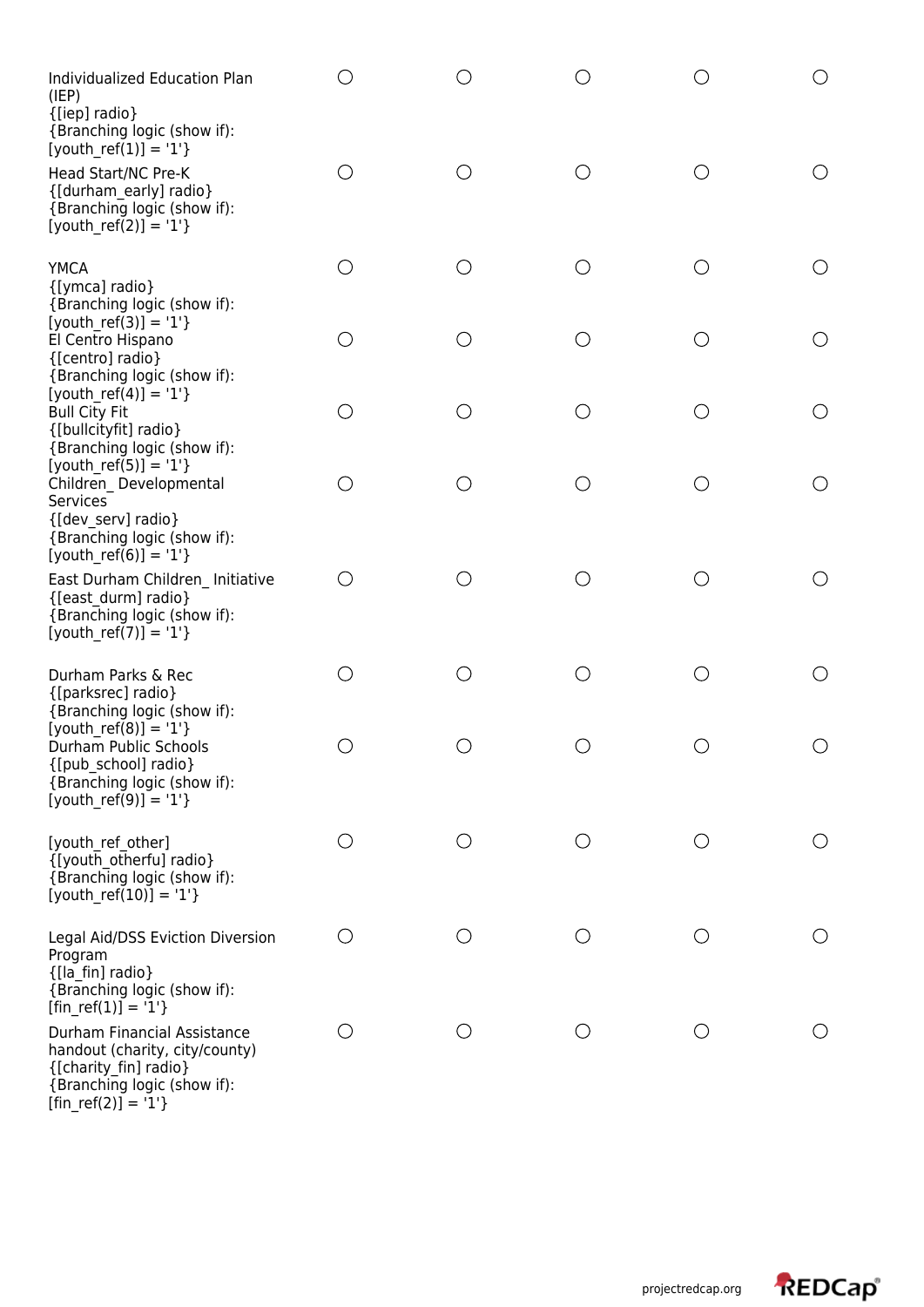| | | | | | |
|---|---|---|---|---|---|
| Individualized Education Plan (IEP) {[iep] radio} {Branching logic (show if): [youth_ref(1)] = '1'} | ◯ | ◯ | ◯ | ◯ | ◯ |
| Head Start/NC Pre-K {[durham_early] radio} {Branching logic (show if): [youth_ref(2)] = '1'} | ◯ | ◯ | ◯ | ◯ | ◯ |
| YMCA {[ymca] radio} {Branching logic (show if): [youth_ref(3)] = '1'} | ◯ | ◯ | ◯ | ◯ | ◯ |
| El Centro Hispano {[centro] radio} {Branching logic (show if): [youth_ref(4)] = '1'} | ◯ | ◯ | ◯ | ◯ | ◯ |
| Bull City Fit {[bullcityfit] radio} {Branching logic (show if): [youth_ref(5)] = '1'} | ◯ | ◯ | ◯ | ◯ | ◯ |
| Children_ Developmental Services {[dev_serv] radio} {Branching logic (show if): [youth_ref(6)] = '1'} | ◯ | ◯ | ◯ | ◯ | ◯ |
| East Durham Children_ Initiative {[east_durm] radio} {Branching logic (show if): [youth_ref(7)] = '1'} | ◯ | ◯ | ◯ | ◯ | ◯ |
| Durham Parks & Rec {[parksrec] radio} {Branching logic (show if): [youth_ref(8)] = '1'} | ◯ | ◯ | ◯ | ◯ | ◯ |
| Durham Public Schools {[pub_school] radio} {Branching logic (show if): [youth_ref(9)] = '1'} | ◯ | ◯ | ◯ | ◯ | ◯ |
| [youth_ref_other] {[youth_otherfu] radio} {Branching logic (show if): [youth_ref(10)] = '1'} | ◯ | ◯ | ◯ | ◯ | ◯ |
| Legal Aid/DSS Eviction Diversion Program {[la_fin] radio} {Branching logic (show if): [fin_ref(1)] = '1'} | ◯ | ◯ | ◯ | ◯ | ◯ |
| Durham Financial Assistance handout (charity, city/county) {[charity_fin] radio} {Branching logic (show if): [fin_ref(2)] = '1'} | ◯ | ◯ | ◯ | ◯ | ◯ |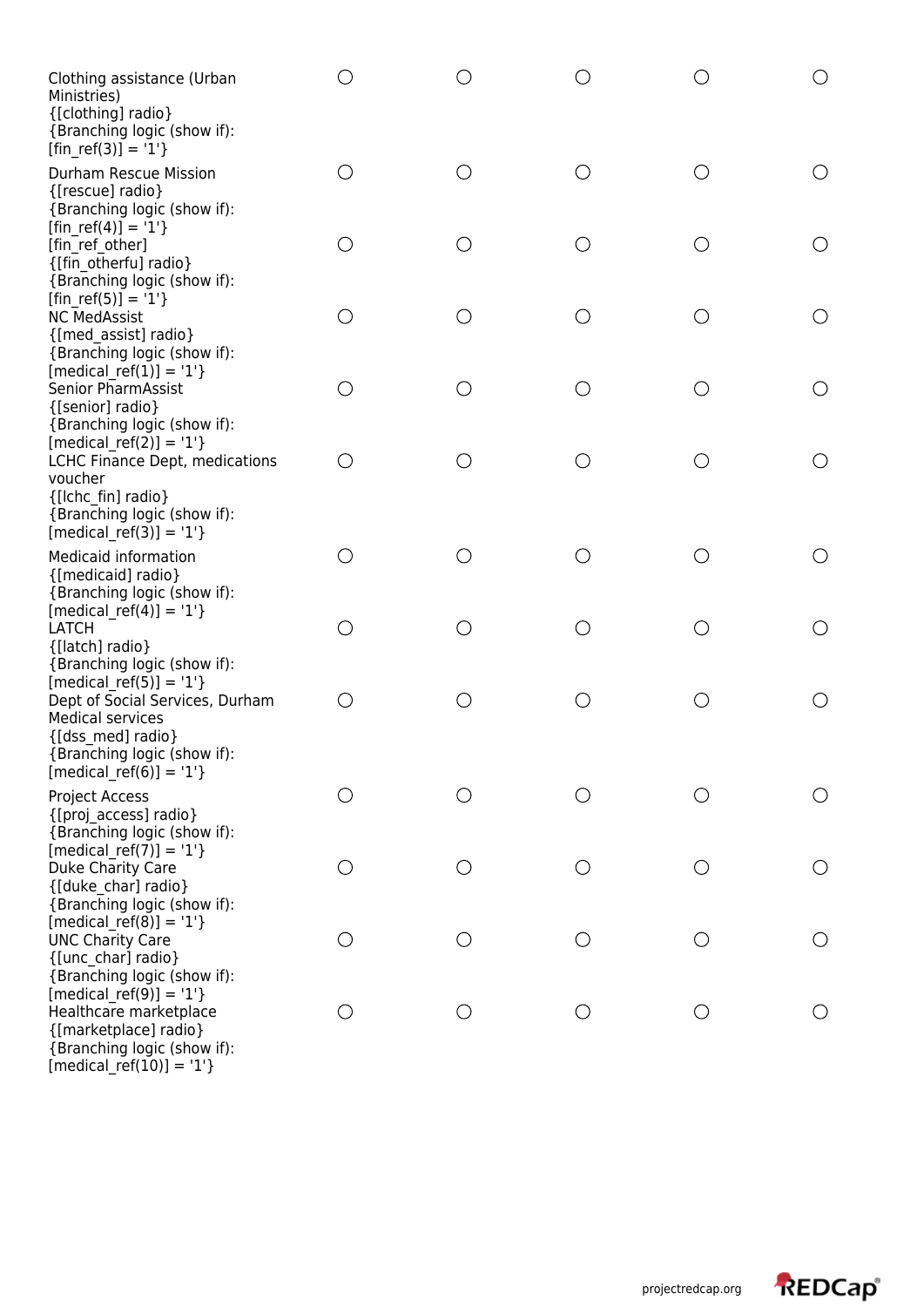| | | | | | |
|---|---|---|---|---|---|
| Clothing assistance (Urban Ministries) {[clothing] radio} {Branching logic (show if): [fin_ref(3)] = '1'} | ◯ | ◯ | ◯ | ◯ | ◯ |
| Durham Rescue Mission {[rescue] radio} {Branching logic (show if): [fin_ref(4)] = '1'} | ◯ | ◯ | ◯ | ◯ | ◯ |
| [fin_ref_other] {[fin_otherfu] radio} {Branching logic (show if): [fin_ref(5)] = '1'} | ◯ | ◯ | ◯ | ◯ | ◯ |
| NC MedAssist {[med_assist] radio} {Branching logic (show if): [medical_ref(1)] = '1'} | ◯ | ◯ | ◯ | ◯ | ◯ |
| Senior PharmAssist {[senior] radio} {Branching logic (show if): [medical_ref(2)] = '1'} | ◯ | ◯ | ◯ | ◯ | ◯ |
| LCHC Finance Dept, medications voucher {[lchc_fin] radio} {Branching logic (show if): [medical_ref(3)] = '1'} | ◯ | ◯ | ◯ | ◯ | ◯ |
| Medicaid information {[medicaid] radio} {Branching logic (show if): [medical_ref(4)] = '1'} | ◯ | ◯ | ◯ | ◯ | ◯ |
| LATCH {[latch] radio} {Branching logic (show if): [medical_ref(5)] = '1'} | ◯ | ◯ | ◯ | ◯ | ◯ |
| Dept of Social Services, Durham Medical services {[dss_med] radio} {Branching logic (show if): [medical_ref(6)] = '1'} | ◯ | ◯ | ◯ | ◯ | ◯ |
| Project Access {[proj_access] radio} {Branching logic (show if): [medical_ref(7)] = '1'} | ◯ | ◯ | ◯ | ◯ | ◯ |
| Duke Charity Care {[duke_char] radio} {Branching logic (show if): [medical_ref(8)] = '1'} | ◯ | ◯ | ◯ | ◯ | ◯ |
| UNC Charity Care {[unc_char] radio} {Branching logic (show if): [medical_ref(9)] = '1'} | ◯ | ◯ | ◯ | ◯ | ◯ |
| Healthcare marketplace {[marketplace] radio} {Branching logic (show if): [medical_ref(10)] = '1'} | ◯ | ◯ | ◯ | ◯ | ◯ |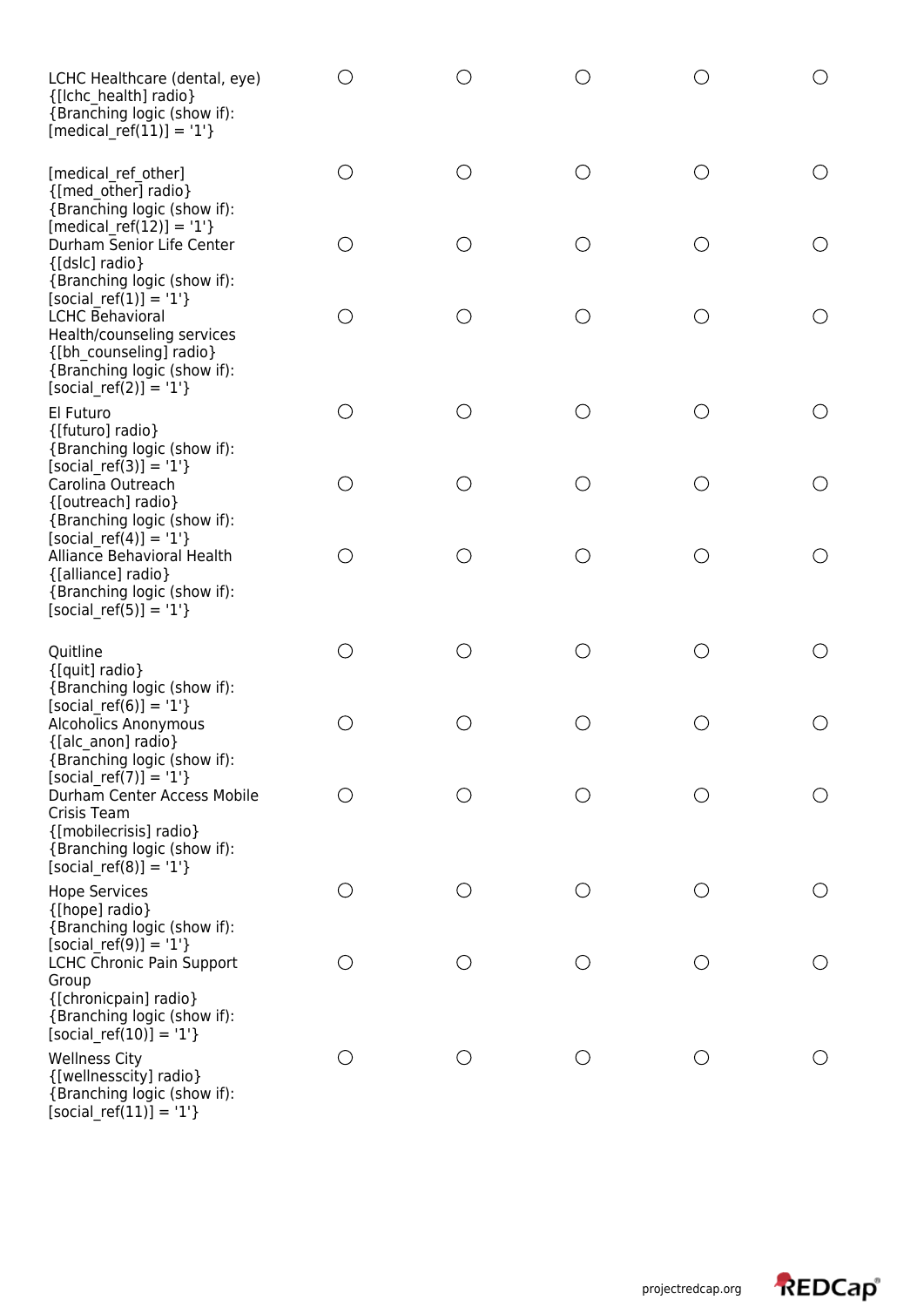| | | | | | |
|---|---|---|---|---|---|
| LCHC Healthcare (dental, eye) {[lchc_health] radio} {Branching logic (show if): [medical_ref(11)] = '1'} | ◯ | ◯ | ◯ | ◯ | ◯ |
| [medical_ref_other] {[med_other] radio} {Branching logic (show if): [medical_ref(12)] = '1'} | ◯ | ◯ | ◯ | ◯ | ◯ |
| Durham Senior Life Center {[dslc] radio} {Branching logic (show if): [social_ref(1)] = '1'} | ◯ | ◯ | ◯ | ◯ | ◯ |
| LCHC Behavioral Health/counseling services {[bh_counseling] radio} {Branching logic (show if): [social_ref(2)] = '1'} | ◯ | ◯ | ◯ | ◯ | ◯ |
| El Futuro {[futuro] radio} {Branching logic (show if): [social_ref(3)] = '1'} | ◯ | ◯ | ◯ | ◯ | ◯ |
| Carolina Outreach {[outreach] radio} {Branching logic (show if): [social_ref(4)] = '1'} | ◯ | ◯ | ◯ | ◯ | ◯ |
| Alliance Behavioral Health {[alliance] radio} {Branching logic (show if): [social_ref(5)] = '1'} | ◯ | ◯ | ◯ | ◯ | ◯ |
| Quitline {[quit] radio} {Branching logic (show if): [social_ref(6)] = '1'} | ◯ | ◯ | ◯ | ◯ | ◯ |
| Alcoholics Anonymous {[alc_anon] radio} {Branching logic (show if): [social_ref(7)] = '1'} | ◯ | ◯ | ◯ | ◯ | ◯ |
| Durham Center Access Mobile Crisis Team {[mobilecrisis] radio} {Branching logic (show if): [social_ref(8)] = '1'} | ◯ | ◯ | ◯ | ◯ | ◯ |
| Hope Services {[hope] radio} {Branching logic (show if): [social_ref(9)] = '1'} | ◯ | ◯ | ◯ | ◯ | ◯ |
| LCHC Chronic Pain Support Group {[chronicpain] radio} {Branching logic (show if): [social_ref(10)] = '1'} | ◯ | ◯ | ◯ | ◯ | ◯ |
| Wellness City {[wellnesscity] radio} {Branching logic (show if): [social_ref(11)] = '1'} | ◯ | ◯ | ◯ | ◯ | ◯ |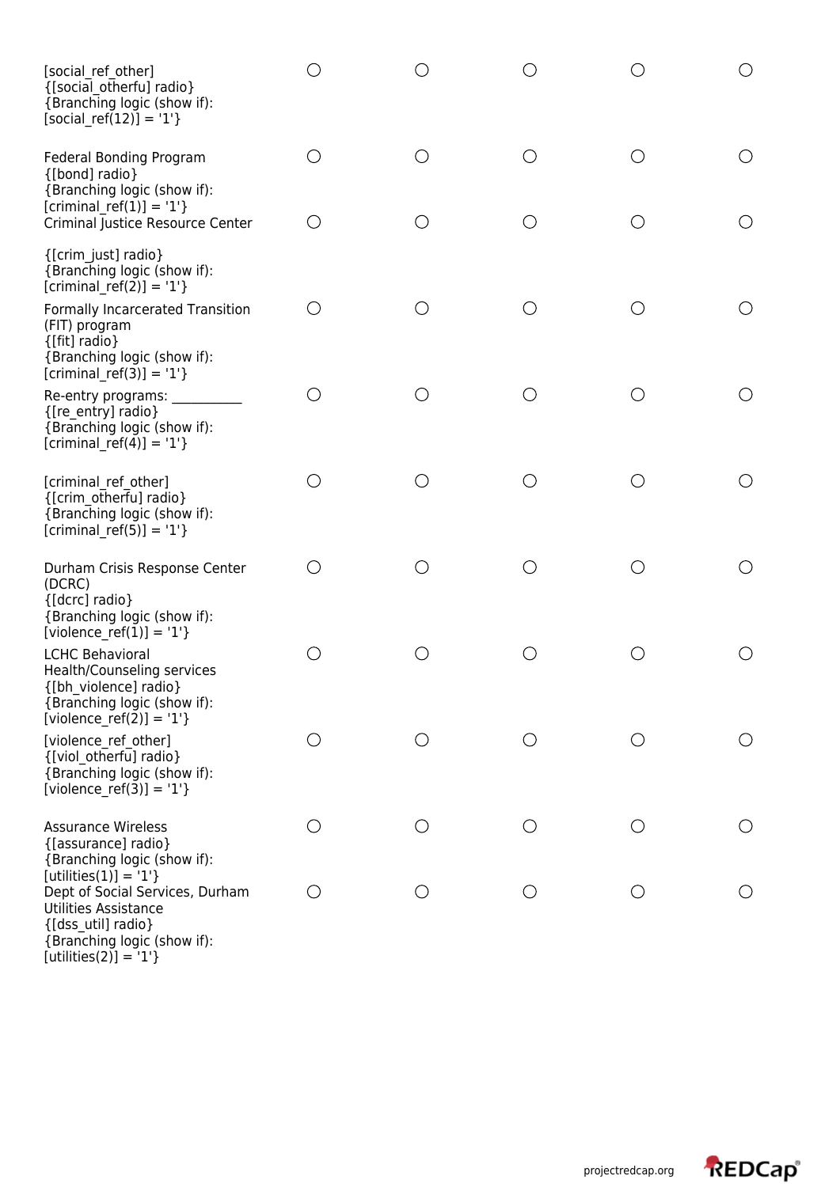| | | | | | |
|---|---|---|---|---|---|
| [social_ref_other] {[social_otherfu] radio} {Branching logic (show if): [social_ref(12)] = '1'} | ◯ | ◯ | ◯ | ◯ | ◯ |
| Federal Bonding Program {[bond] radio} {Branching logic (show if): [criminal_ref(1)] = '1'} | ◯ | ◯ | ◯ | ◯ | ◯ |
| Criminal Justice Resource Center {[crim_just] radio} {Branching logic (show if): [criminal_ref(2)] = '1'} | ◯ | ◯ | ◯ | ◯ | ◯ |
| Formally Incarcerated Transition (FIT) program {[fit] radio} {Branching logic (show if): [criminal_ref(3)] = '1'} | ◯ | ◯ | ◯ | ◯ | ◯ |
| Re-entry programs: __________ {[re_entry] radio} {Branching logic (show if): [criminal_ref(4)] = '1'} | ◯ | ◯ | ◯ | ◯ | ◯ |
| [criminal_ref_other] {[crim_otherfu] radio} {Branching logic (show if): [criminal_ref(5)] = '1'} | ◯ | ◯ | ◯ | ◯ | ◯ |
| Durham Crisis Response Center (DCRC) {[dcrc] radio} {Branching logic (show if): [violence_ref(1)] = '1'} | ◯ | ◯ | ◯ | ◯ | ◯ |
| LCHC Behavioral Health/Counseling services {[bh_violence] radio} {Branching logic (show if): [violence_ref(2)] = '1'} | ◯ | ◯ | ◯ | ◯ | ◯ |
| [violence_ref_other] {[viol_otherfu] radio} {Branching logic (show if): [violence_ref(3)] = '1'} | ◯ | ◯ | ◯ | ◯ | ◯ |
| Assurance Wireless {[assurance] radio} {Branching logic (show if): [utilities(1)] = '1'} | ◯ | ◯ | ◯ | ◯ | ◯ |
| Dept of Social Services, Durham Utilities Assistance {[dss_util] radio} {Branching logic (show if): [utilities(2)] = '1'} | ◯ | ◯ | ◯ | ◯ | ◯ |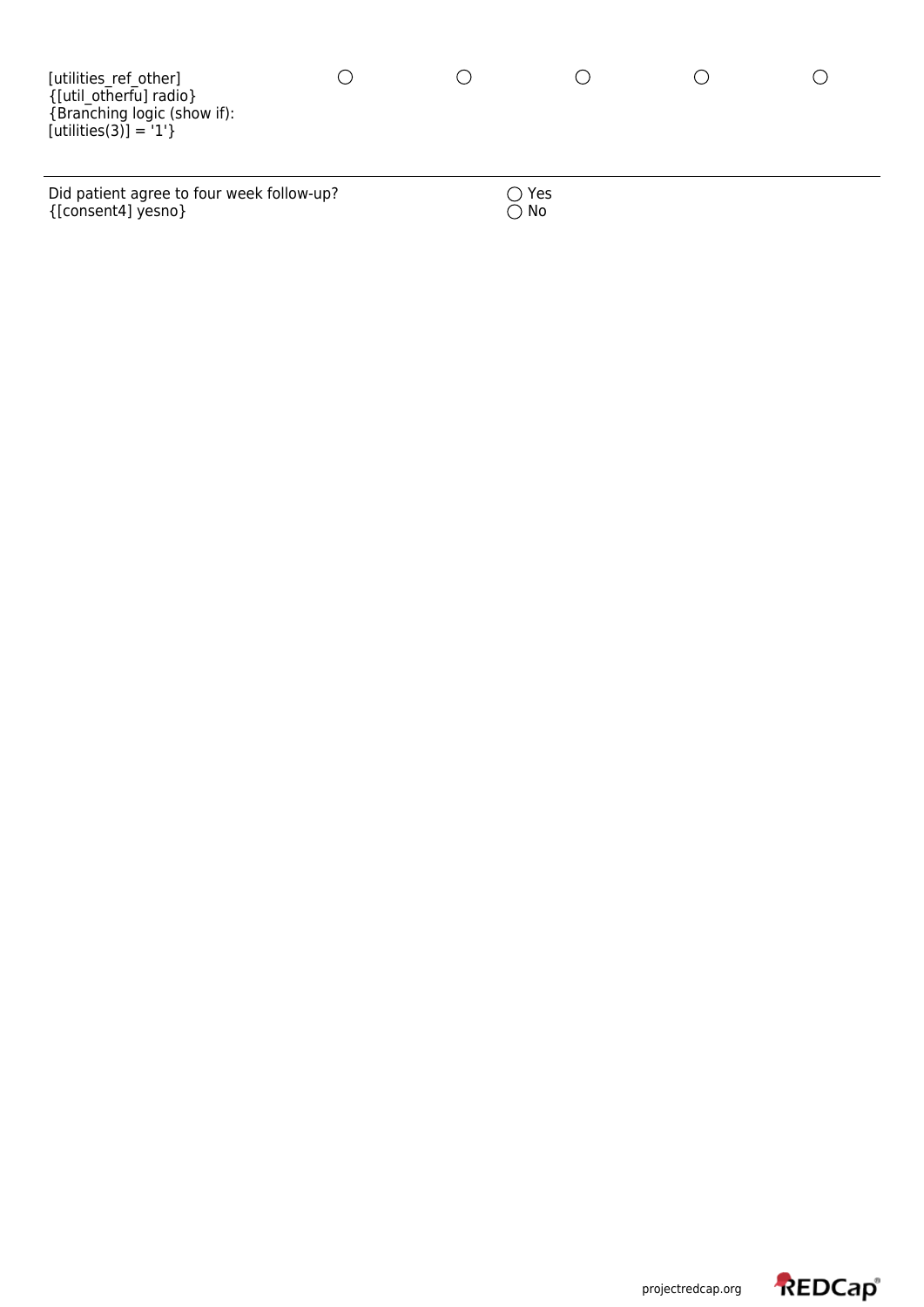| [utilities_ref_other] {[util_otherfu] radio} {Branching logic (show if): [utilities(3)] = '1'} | ◯ | ◯ | ◯ | ◯ | ◯ |
|---|---|---|---|---|---|

---

Did patient agree to four week follow-up?
{[consent4] yesno}

◯ Yes
◯ No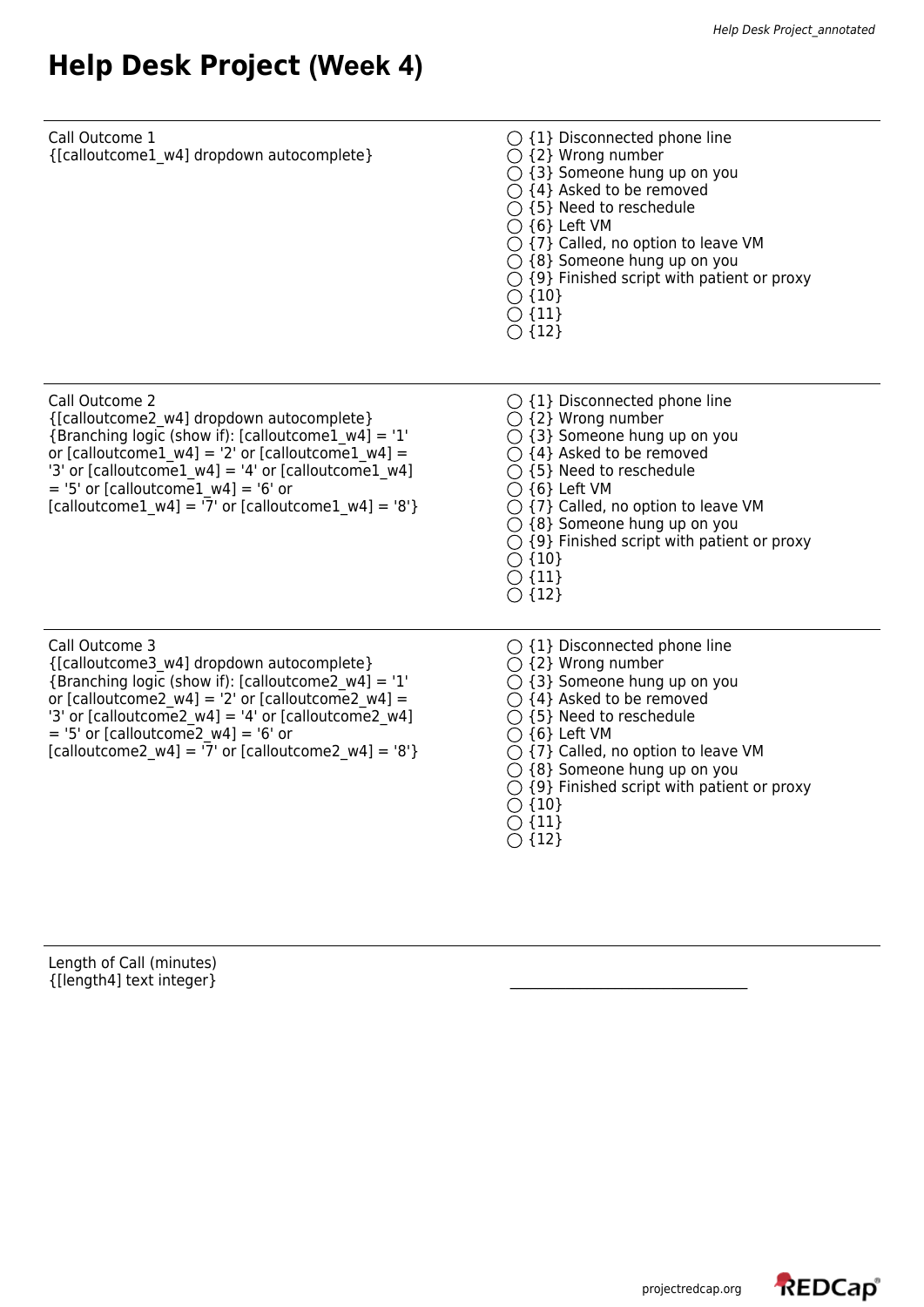# Help Desk Project (Week 4)

| | |
|---|---|
| Call Outcome 1<br>{[calloutcome1_w4] dropdown autocomplete} | ◯ {1} Disconnected phone line<br>◯ {2} Wrong number<br>◯ {3} Someone hung up on you<br>◯ {4} Asked to be removed<br>◯ {5} Need to reschedule<br>◯ {6} Left VM<br>◯ {7} Called, no option to leave VM<br>◯ {8} Someone hung up on you<br>◯ {9} Finished script with patient or proxy<br>◯ {10}<br>◯ {11}<br>◯ {12} |
| Call Outcome 2<br>{[calloutcome2_w4] dropdown autocomplete}<br>{Branching logic (show if): [calloutcome1_w4] = '1' or [calloutcome1_w4] = '2' or [calloutcome1_w4] = '3' or [calloutcome1_w4] = '4' or [calloutcome1_w4] = '5' or [calloutcome1_w4] = '6' or [calloutcome1_w4] = '7' or [calloutcome1_w4] = '8'} | ◯ {1} Disconnected phone line<br>◯ {2} Wrong number<br>◯ {3} Someone hung up on you<br>◯ {4} Asked to be removed<br>◯ {5} Need to reschedule<br>◯ {6} Left VM<br>◯ {7} Called, no option to leave VM<br>◯ {8} Someone hung up on you<br>◯ {9} Finished script with patient or proxy<br>◯ {10}<br>◯ {11}<br>◯ {12} |
| Call Outcome 3<br>{[calloutcome3_w4] dropdown autocomplete}<br>{Branching logic (show if): [calloutcome2_w4] = '1' or [calloutcome2_w4] = '2' or [calloutcome2_w4] = '3' or [calloutcome2_w4] = '4' or [calloutcome2_w4] = '5' or [calloutcome2_w4] = '6' or [calloutcome2_w4] = '7' or [calloutcome2_w4] = '8'} | ◯ {1} Disconnected phone line<br>◯ {2} Wrong number<br>◯ {3} Someone hung up on you<br>◯ {4} Asked to be removed<br>◯ {5} Need to reschedule<br>◯ {6} Left VM<br>◯ {7} Called, no option to leave VM<br>◯ {8} Someone hung up on you<br>◯ {9} Finished script with patient or proxy<br>◯ {10}<br>◯ {11}<br>◯ {12} |
| Length of Call (minutes)<br>{[length4] text integer} | ______________________ |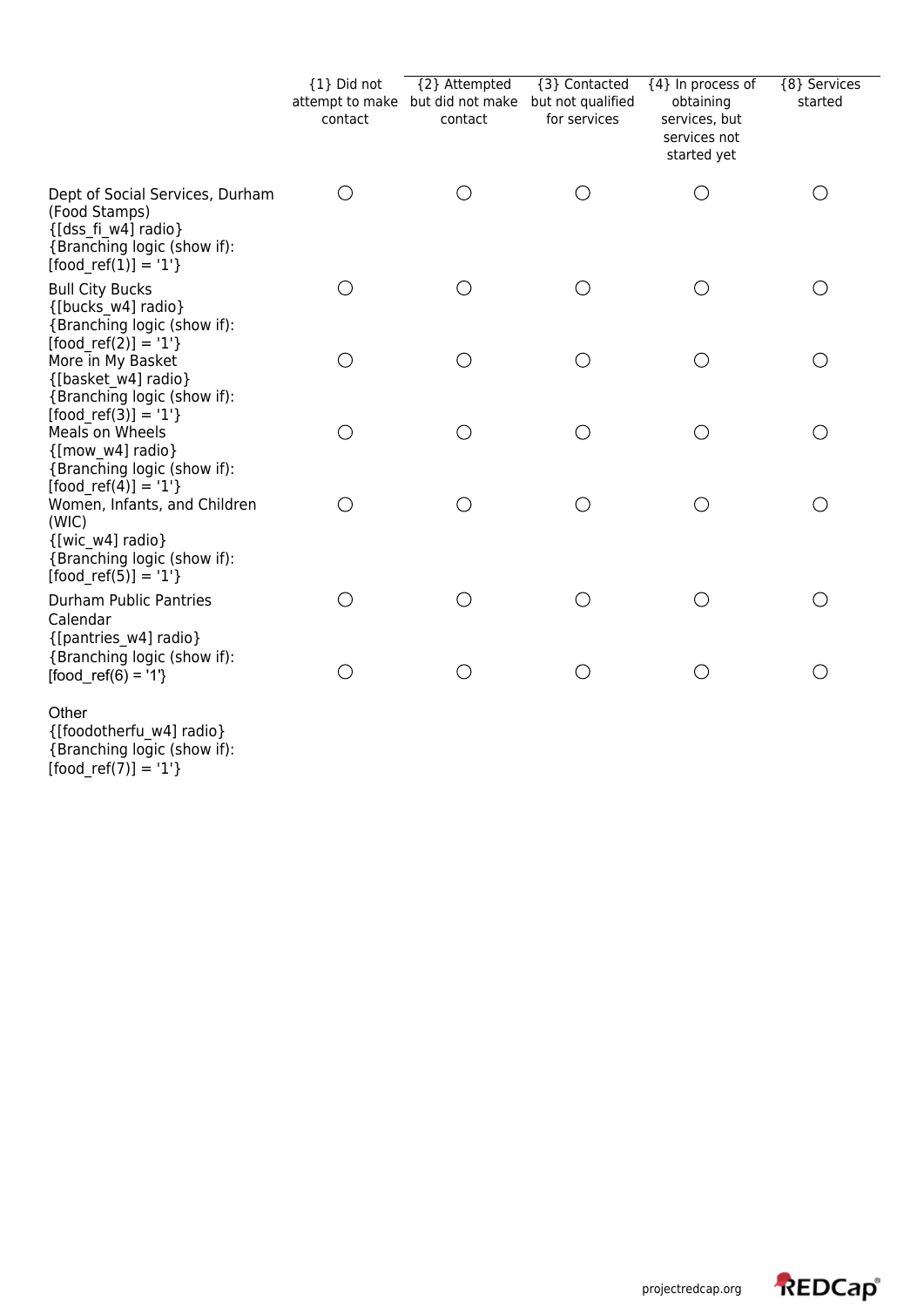| | {1} Did not attempt to make contact | {2} Attempted but did not make contact | {3} Contacted but not qualified for services | {4} In process of obtaining services, but services not started yet | {8} Services started |
|---|---|---|---|---|---|
| Dept of Social Services, Durham (Food Stamps) {[dss_fi_w4] radio} {Branching logic (show if): [food_ref(1)] = '1'} | ○ | ○ | ○ | ○ | ○ |
| Bull City Bucks {[bucks_w4] radio} {Branching logic (show if): [food_ref(2)] = '1'} | ○ | ○ | ○ | ○ | ○ |
| More in My Basket {[basket_w4] radio} {Branching logic (show if): [food_ref(3)] = '1'} | ○ | ○ | ○ | ○ | ○ |
| Meals on Wheels {[mow_w4] radio} {Branching logic (show if): [food_ref(4)] = '1'} | ○ | ○ | ○ | ○ | ○ |
| Women, Infants, and Children (WIC) {[wic_w4] radio} {Branching logic (show if): [food_ref(5)] = '1'} | ○ | ○ | ○ | ○ | ○ |
| Durham Public Pantries Calendar {[pantries_w4] radio} {Branching logic (show if): [food_ref(6) = '1'} | ○ | ○ | ○ | ○ | ○ |
| Other {[foodotherfu_w4] radio} {Branching logic (show if): [food_ref(7)] = '1'} | ○ | ○ | ○ | ○ | ○ |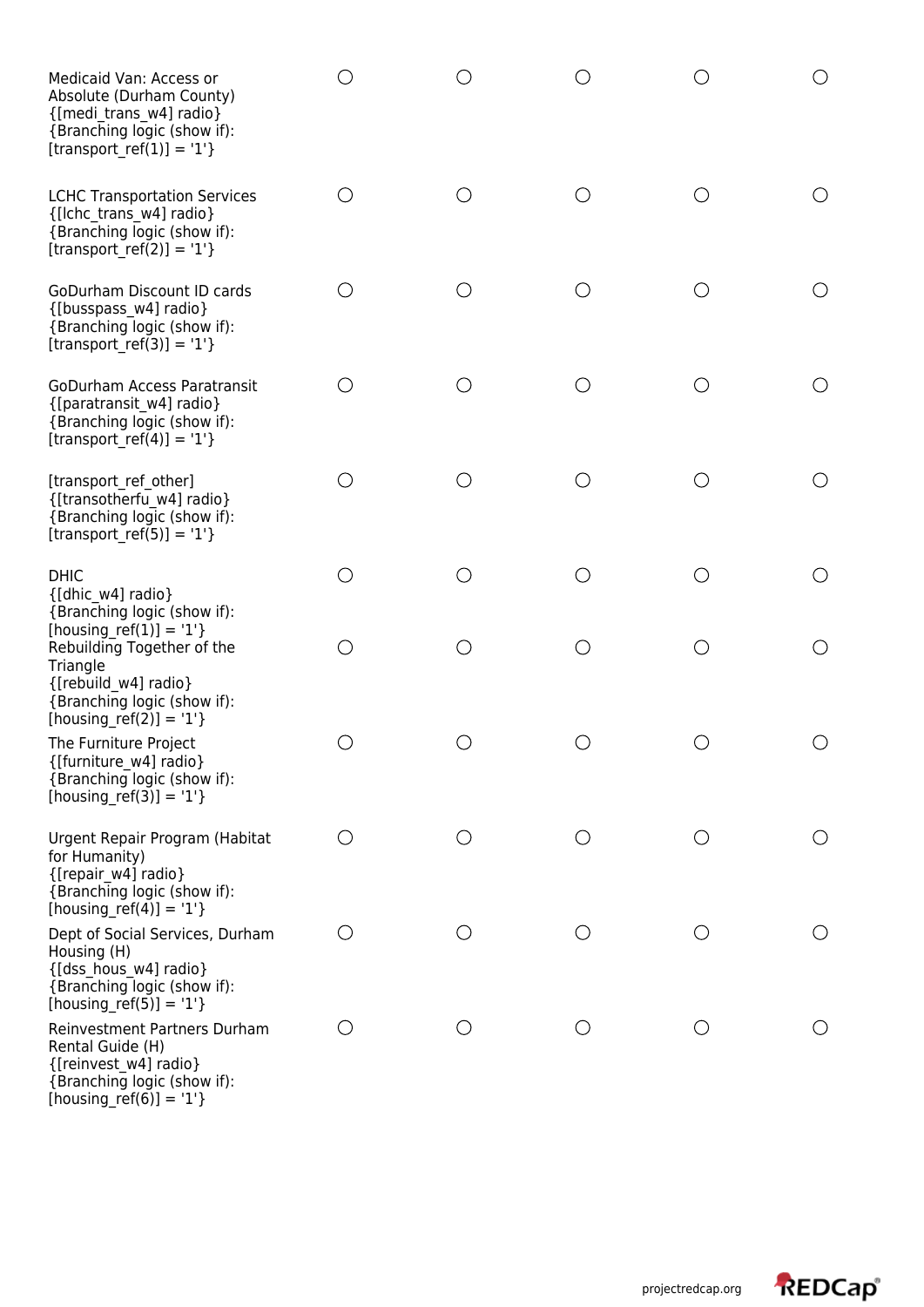| | | | | | |
|---|---|---|---|---|---|
| Medicaid Van: Access or Absolute (Durham County) {[medi_trans_w4] radio} {Branching logic (show if): [transport_ref(1)] = '1'} | ○ | ○ | ○ | ○ | ○ |
| LCHC Transportation Services {[lchc_trans_w4] radio} {Branching logic (show if): [transport_ref(2)] = '1'} | ○ | ○ | ○ | ○ | ○ |
| GoDurham Discount ID cards {[busspass_w4] radio} {Branching logic (show if): [transport_ref(3)] = '1'} | ○ | ○ | ○ | ○ | ○ |
| GoDurham Access Paratransit {[paratransit_w4] radio} {Branching logic (show if): [transport_ref(4)] = '1'} | ○ | ○ | ○ | ○ | ○ |
| [transport_ref_other] {[transotherfu_w4] radio} {Branching logic (show if): [transport_ref(5)] = '1'} | ○ | ○ | ○ | ○ | ○ |
| DHIC {[dhic_w4] radio} {Branching logic (show if): [housing_ref(1)] = '1'} | ○ | ○ | ○ | ○ | ○ |
| Rebuilding Together of the Triangle {[rebuild_w4] radio} {Branching logic (show if): [housing_ref(2)] = '1'} | ○ | ○ | ○ | ○ | ○ |
| The Furniture Project {[furniture_w4] radio} {Branching logic (show if): [housing_ref(3)] = '1'} | ○ | ○ | ○ | ○ | ○ |
| Urgent Repair Program (Habitat for Humanity) {[repair_w4] radio} {Branching logic (show if): [housing_ref(4)] = '1'} | ○ | ○ | ○ | ○ | ○ |
| Dept of Social Services, Durham Housing (H) {[dss_hous_w4] radio} {Branching logic (show if): [housing_ref(5)] = '1'} | ○ | ○ | ○ | ○ | ○ |
| Reinvestment Partners Durham Rental Guide (H) {[reinvest_w4] radio} {Branching logic (show if): [housing_ref(6)] = '1'} | ○ | ○ | ○ | ○ | ○ |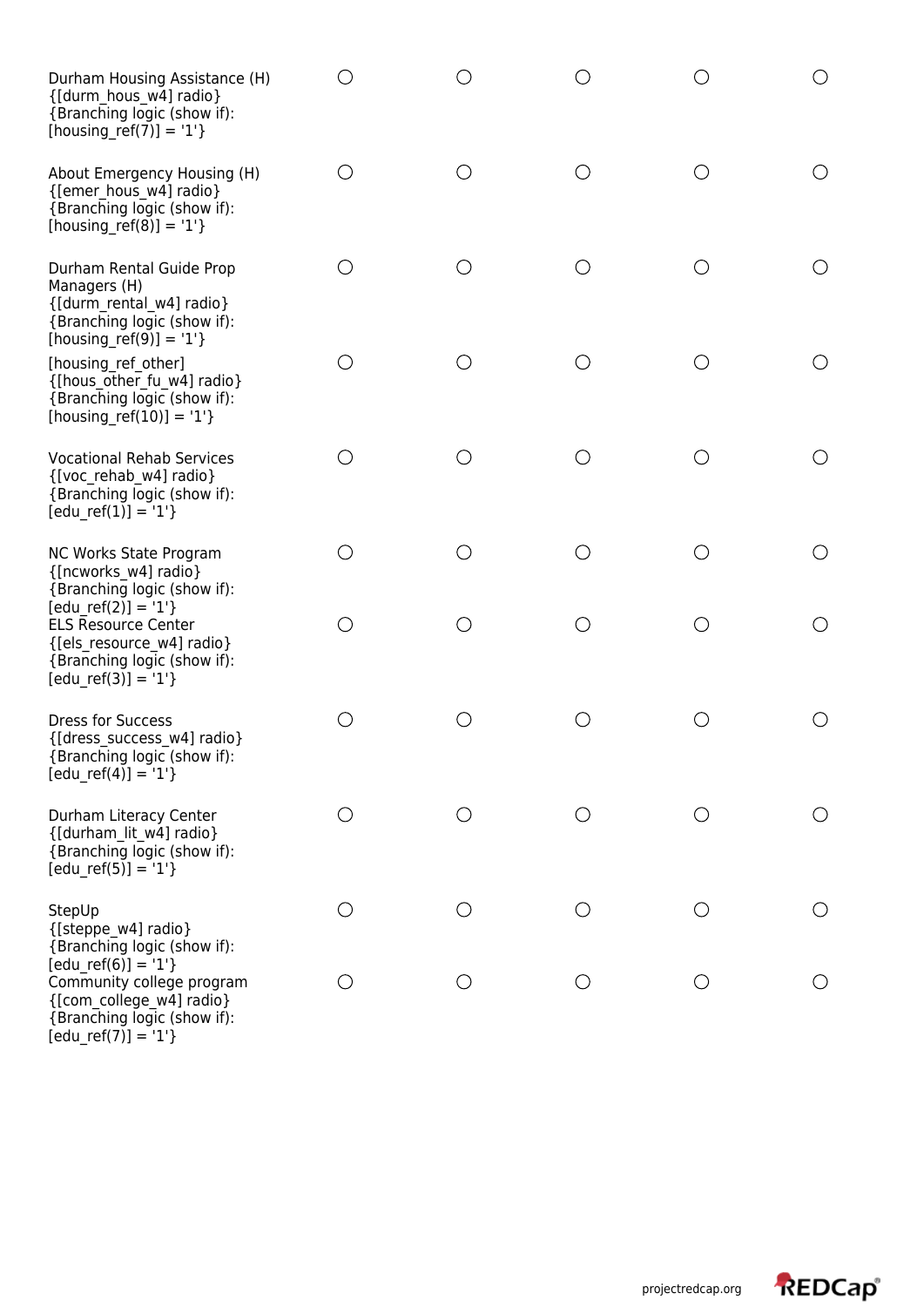| | | | | | |
|---|---|---|---|---|---|
| Durham Housing Assistance (H) {[durm_hous_w4] radio} {Branching logic (show if): [housing_ref(7)] = '1'} | ○ | ○ | ○ | ○ | ○ |
| About Emergency Housing (H) {[emer_hous_w4] radio} {Branching logic (show if): [housing_ref(8)] = '1'} | ○ | ○ | ○ | ○ | ○ |
| Durham Rental Guide Prop Managers (H) {[durm_rental_w4] radio} {Branching logic (show if): [housing_ref(9)] = '1'} | ○ | ○ | ○ | ○ | ○ |
| [housing_ref_other] {[hous_other_fu_w4] radio} {Branching logic (show if): [housing_ref(10)] = '1'} | ○ | ○ | ○ | ○ | ○ |
| Vocational Rehab Services {[voc_rehab_w4] radio} {Branching logic (show if): [edu_ref(1)] = '1'} | ○ | ○ | ○ | ○ | ○ |
| NC Works State Program {[ncworks_w4] radio} {Branching logic (show if): [edu_ref(2)] = '1'} | ○ | ○ | ○ | ○ | ○ |
| ELS Resource Center {[els_resource_w4] radio} {Branching logic (show if): [edu_ref(3)] = '1'} | ○ | ○ | ○ | ○ | ○ |
| Dress for Success {[dress_success_w4] radio} {Branching logic (show if): [edu_ref(4)] = '1'} | ○ | ○ | ○ | ○ | ○ |
| Durham Literacy Center {[durham_lit_w4] radio} {Branching logic (show if): [edu_ref(5)] = '1'} | ○ | ○ | ○ | ○ | ○ |
| StepUp {[steppe_w4] radio} {Branching logic (show if): [edu_ref(6)] = '1'} | ○ | ○ | ○ | ○ | ○ |
| Community college program {[com_college_w4] radio} {Branching logic (show if): [edu_ref(7)] = '1'} | ○ | ○ | ○ | ○ | ○ |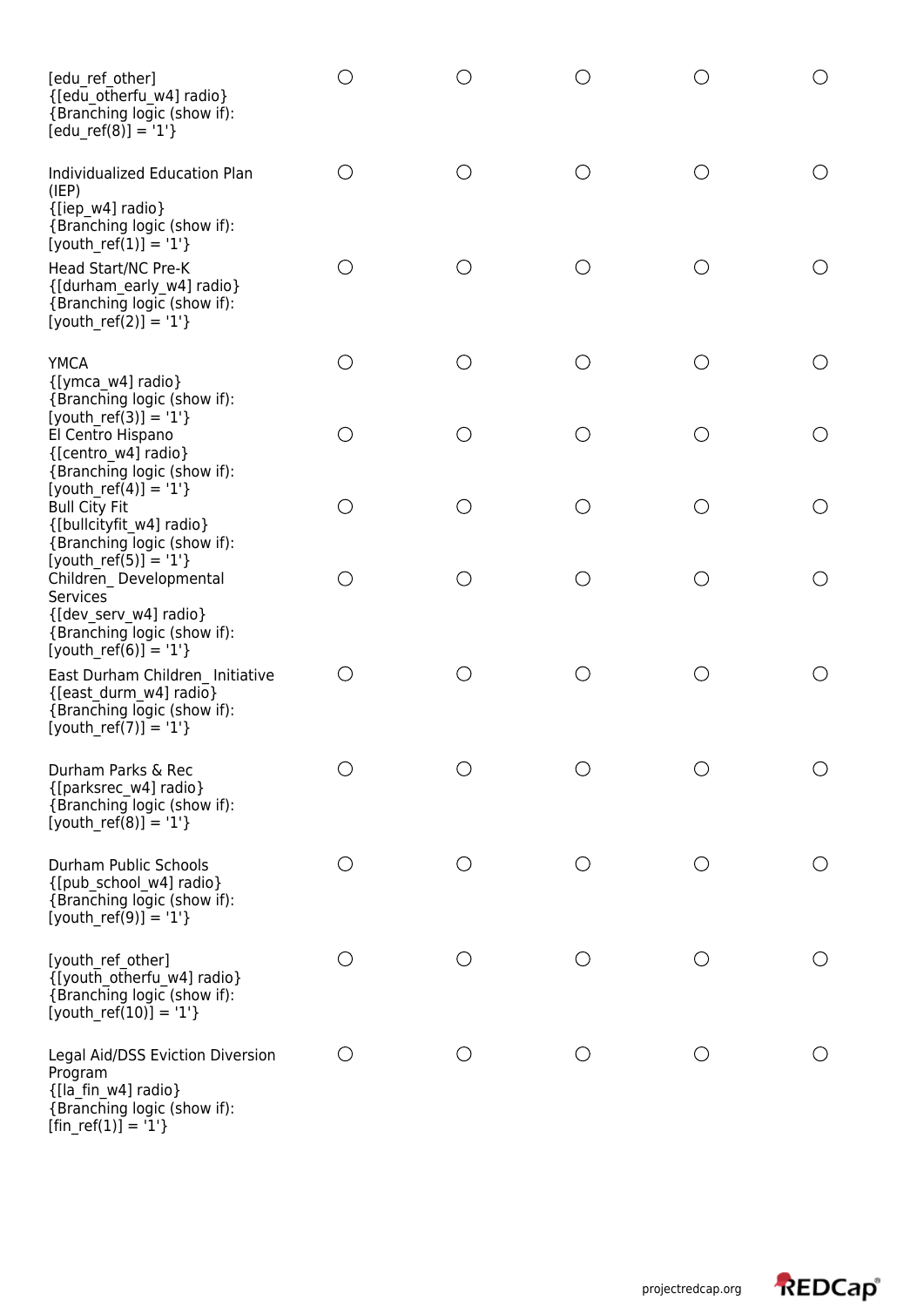| | | | | | |
|---|---|---|---|---|---|
| [edu_ref_other] {[edu_otherfu_w4] radio} {Branching logic (show if): [edu_ref(8)] = '1'} | ○ | ○ | ○ | ○ | ○ |
| Individualized Education Plan (IEP) {[iep_w4] radio} {Branching logic (show if): [youth_ref(1)] = '1'} | ○ | ○ | ○ | ○ | ○ |
| Head Start/NC Pre-K {[durham_early_w4] radio} {Branching logic (show if): [youth_ref(2)] = '1'} | ○ | ○ | ○ | ○ | ○ |
| YMCA {[ymca_w4] radio} {Branching logic (show if): [youth_ref(3)] = '1'} | ○ | ○ | ○ | ○ | ○ |
| El Centro Hispano {[centro_w4] radio} {Branching logic (show if): [youth_ref(4)] = '1'} | ○ | ○ | ○ | ○ | ○ |
| Bull City Fit {[bullcityfit_w4] radio} {Branching logic (show if): [youth_ref(5)] = '1'} | ○ | ○ | ○ | ○ | ○ |
| Children_ Developmental Services {[dev_serv_w4] radio} {Branching logic (show if): [youth_ref(6)] = '1'} | ○ | ○ | ○ | ○ | ○ |
| East Durham Children_ Initiative {[east_durm_w4] radio} {Branching logic (show if): [youth_ref(7)] = '1'} | ○ | ○ | ○ | ○ | ○ |
| Durham Parks & Rec {[parksrec_w4] radio} {Branching logic (show if): [youth_ref(8)] = '1'} | ○ | ○ | ○ | ○ | ○ |
| Durham Public Schools {[pub_school_w4] radio} {Branching logic (show if): [youth_ref(9)] = '1'} | ○ | ○ | ○ | ○ | ○ |
| [youth_ref_other] {[youth_otherfu_w4] radio} {Branching logic (show if): [youth_ref(10)] = '1'} | ○ | ○ | ○ | ○ | ○ |
| Legal Aid/DSS Eviction Diversion Program {[la_fin_w4] radio} {Branching logic (show if): [fin_ref(1)] = '1'} | ○ | ○ | ○ | ○ | ○ |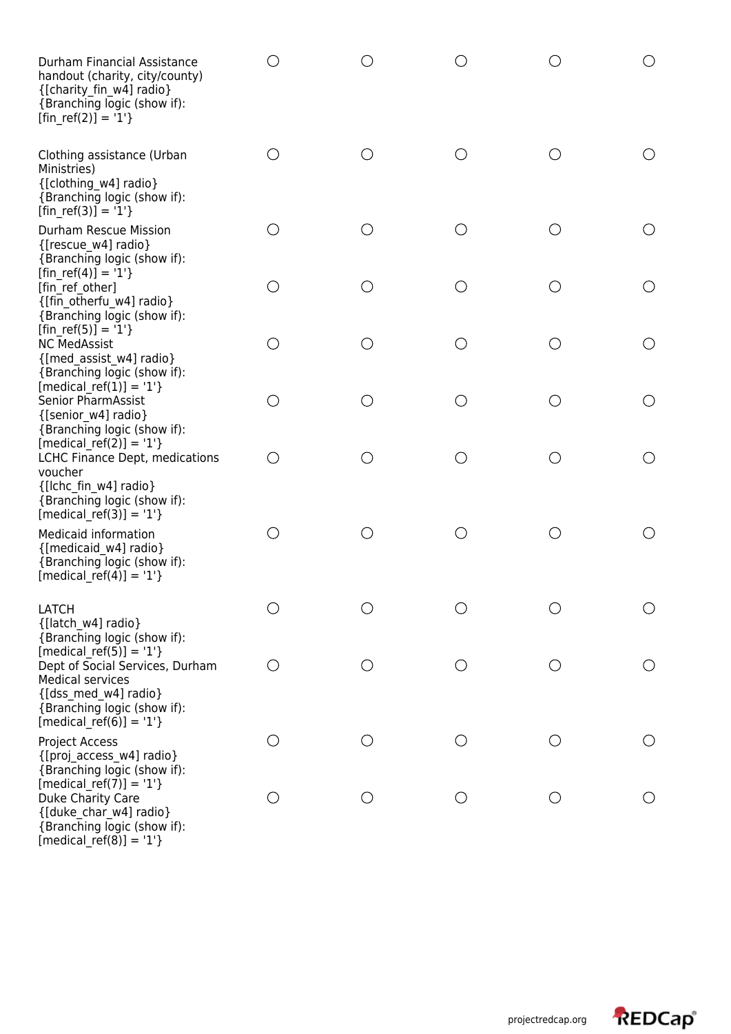| | | | | | |
|---|---|---|---|---|---|
| Durham Financial Assistance handout (charity, city/county) {[charity_fin_w4] radio} {Branching logic (show if): [fin_ref(2)] = '1'} | ○ | ○ | ○ | ○ | ○ |
| Clothing assistance (Urban Ministries) {[clothing_w4] radio} {Branching logic (show if): [fin_ref(3)] = '1'} | ○ | ○ | ○ | ○ | ○ |
| Durham Rescue Mission {[rescue_w4] radio} {Branching logic (show if): [fin_ref(4)] = '1'} | ○ | ○ | ○ | ○ | ○ |
| [fin_ref_other] {[fin_otherfu_w4] radio} {Branching logic (show if): [fin_ref(5)] = '1'} | ○ | ○ | ○ | ○ | ○ |
| NC MedAssist {[med_assist_w4] radio} {Branching logic (show if): [medical_ref(1)] = '1'} | ○ | ○ | ○ | ○ | ○ |
| Senior PharmAssist {[senior_w4] radio} {Branching logic (show if): [medical_ref(2)] = '1'} | ○ | ○ | ○ | ○ | ○ |
| LCHC Finance Dept, medications voucher {[lchc_fin_w4] radio} {Branching logic (show if): [medical_ref(3)] = '1'} | ○ | ○ | ○ | ○ | ○ |
| Medicaid information {[medicaid_w4] radio} {Branching logic (show if): [medical_ref(4)] = '1'} | ○ | ○ | ○ | ○ | ○ |
| LATCH {[latch_w4] radio} {Branching logic (show if): [medical_ref(5)] = '1'} | ○ | ○ | ○ | ○ | ○ |
| Dept of Social Services, Durham Medical services {[dss_med_w4] radio} {Branching logic (show if): [medical_ref(6)] = '1'} | ○ | ○ | ○ | ○ | ○ |
| Project Access {[proj_access_w4] radio} {Branching logic (show if): [medical_ref(7)] = '1'} | ○ | ○ | ○ | ○ | ○ |
| Duke Charity Care {[duke_char_w4] radio} {Branching logic (show if): [medical_ref(8)] = '1'} | ○ | ○ | ○ | ○ | ○ |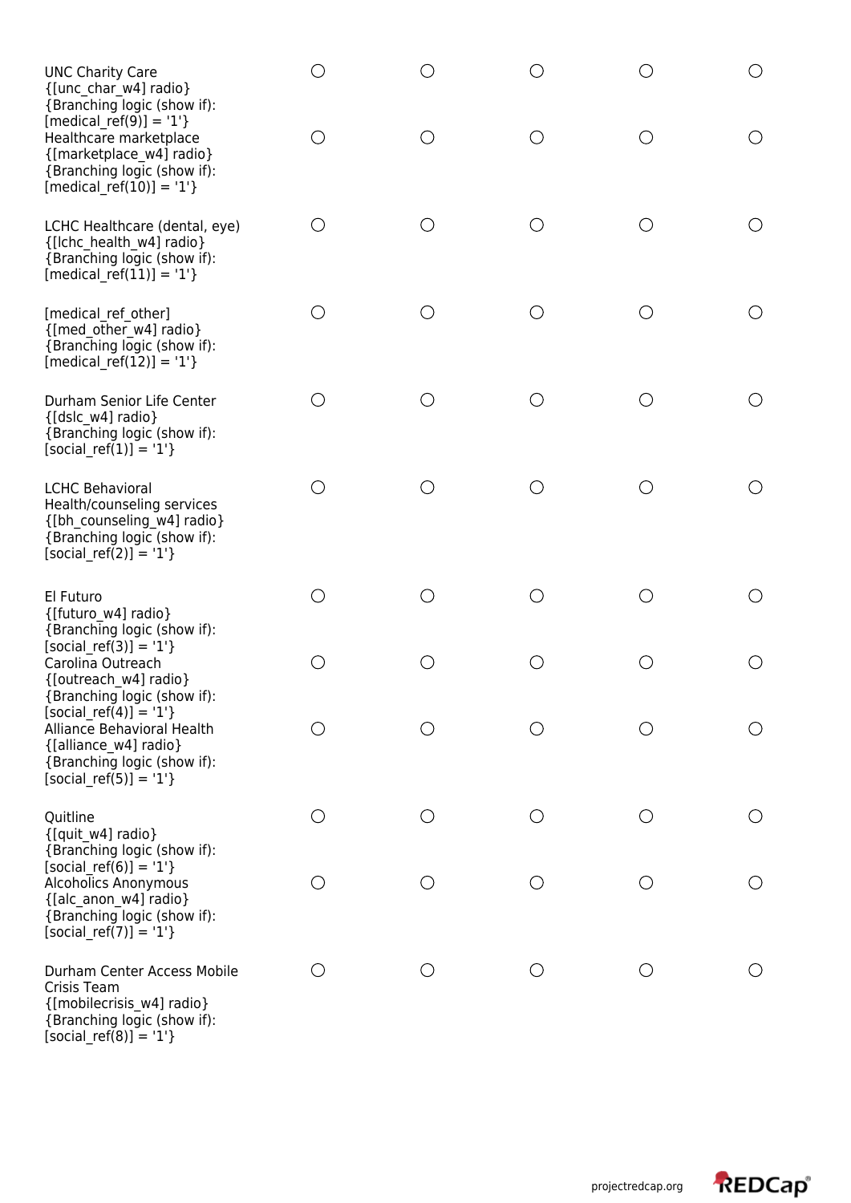| | | | | | |
|---|---|---|---|---|---|
| UNC Charity Care {[unc_char_w4] radio} {Branching logic (show if): [medical_ref(9)] = '1'} | ○ | ○ | ○ | ○ | ○ |
| Healthcare marketplace {[marketplace_w4] radio} {Branching logic (show if): [medical_ref(10)] = '1'} | ○ | ○ | ○ | ○ | ○ |
| LCHC Healthcare (dental, eye) {[lchc_health_w4] radio} {Branching logic (show if): [medical_ref(11)] = '1'} | ○ | ○ | ○ | ○ | ○ |
| [medical_ref_other] {[med_other_w4] radio} {Branching logic (show if): [medical_ref(12)] = '1'} | ○ | ○ | ○ | ○ | ○ |
| Durham Senior Life Center {[dslc_w4] radio} {Branching logic (show if): [social_ref(1)] = '1'} | ○ | ○ | ○ | ○ | ○ |
| LCHC Behavioral Health/counseling services {[bh_counseling_w4] radio} {Branching logic (show if): [social_ref(2)] = '1'} | ○ | ○ | ○ | ○ | ○ |
| El Futuro {[futuro_w4] radio} {Branching logic (show if): [social_ref(3)] = '1'} | ○ | ○ | ○ | ○ | ○ |
| Carolina Outreach {[outreach_w4] radio} {Branching logic (show if): [social_ref(4)] = '1'} | ○ | ○ | ○ | ○ | ○ |
| Alliance Behavioral Health {[alliance_w4] radio} {Branching logic (show if): [social_ref(5)] = '1'} | ○ | ○ | ○ | ○ | ○ |
| Quitline {[quit_w4] radio} {Branching logic (show if): [social_ref(6)] = '1'} | ○ | ○ | ○ | ○ | ○ |
| Alcoholics Anonymous {[alc_anon_w4] radio} {Branching logic (show if): [social_ref(7)] = '1'} | ○ | ○ | ○ | ○ | ○ |
| Durham Center Access Mobile Crisis Team {[mobilecrisis_w4] radio} {Branching logic (show if): [social_ref(8)] = '1'} | ○ | ○ | ○ | ○ | ○ |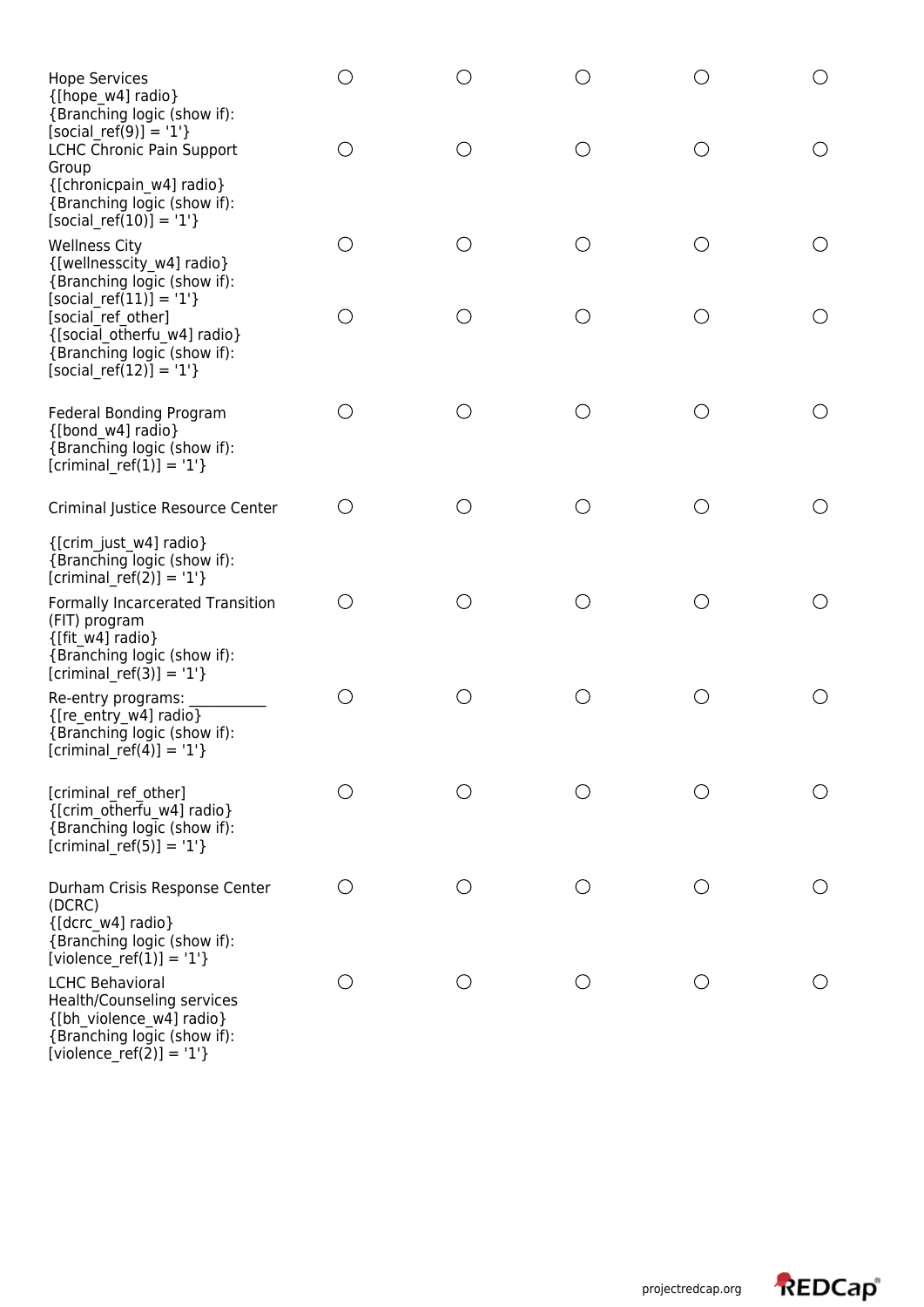| | | | | | |
|---|---|---|---|---|---|
| Hope Services {[hope_w4] radio} {Branching logic (show if): [social_ref(9)] = '1'} | ○ | ○ | ○ | ○ | ○ |
| LCHC Chronic Pain Support Group {[chronicpain_w4] radio} {Branching logic (show if): [social_ref(10)] = '1'} | ○ | ○ | ○ | ○ | ○ |
| Wellness City {[wellnesscity_w4] radio} {Branching logic (show if): [social_ref(11)] = '1'} | ○ | ○ | ○ | ○ | ○ |
| [social_ref_other] {[social_otherfu_w4] radio} {Branching logic (show if): [social_ref(12)] = '1'} | ○ | ○ | ○ | ○ | ○ |
| Federal Bonding Program {[bond_w4] radio} {Branching logic (show if): [criminal_ref(1)] = '1'} | ○ | ○ | ○ | ○ | ○ |
| Criminal Justice Resource Center {[crim_just_w4] radio} {Branching logic (show if): [criminal_ref(2)] = '1'} | ○ | ○ | ○ | ○ | ○ |
| Formally Incarcerated Transition (FIT) program {[fit_w4] radio} {Branching logic (show if): [criminal_ref(3)] = '1'} | ○ | ○ | ○ | ○ | ○ |
| Re-entry programs: ___________ {[re_entry_w4] radio} {Branching logic (show if): [criminal_ref(4)] = '1'} | ○ | ○ | ○ | ○ | ○ |
| [criminal_ref_other] {[crim_otherfu_w4] radio} {Branching logic (show if): [criminal_ref(5)] = '1'} | ○ | ○ | ○ | ○ | ○ |
| Durham Crisis Response Center (DCRC) {[dcrc_w4] radio} {Branching logic (show if): [violence_ref(1)] = '1'} | ○ | ○ | ○ | ○ | ○ |
| LCHC Behavioral Health/Counseling services {[bh_violence_w4] radio} {Branching logic (show if): [violence_ref(2)] = '1'} | ○ | ○ | ○ | ○ | ○ |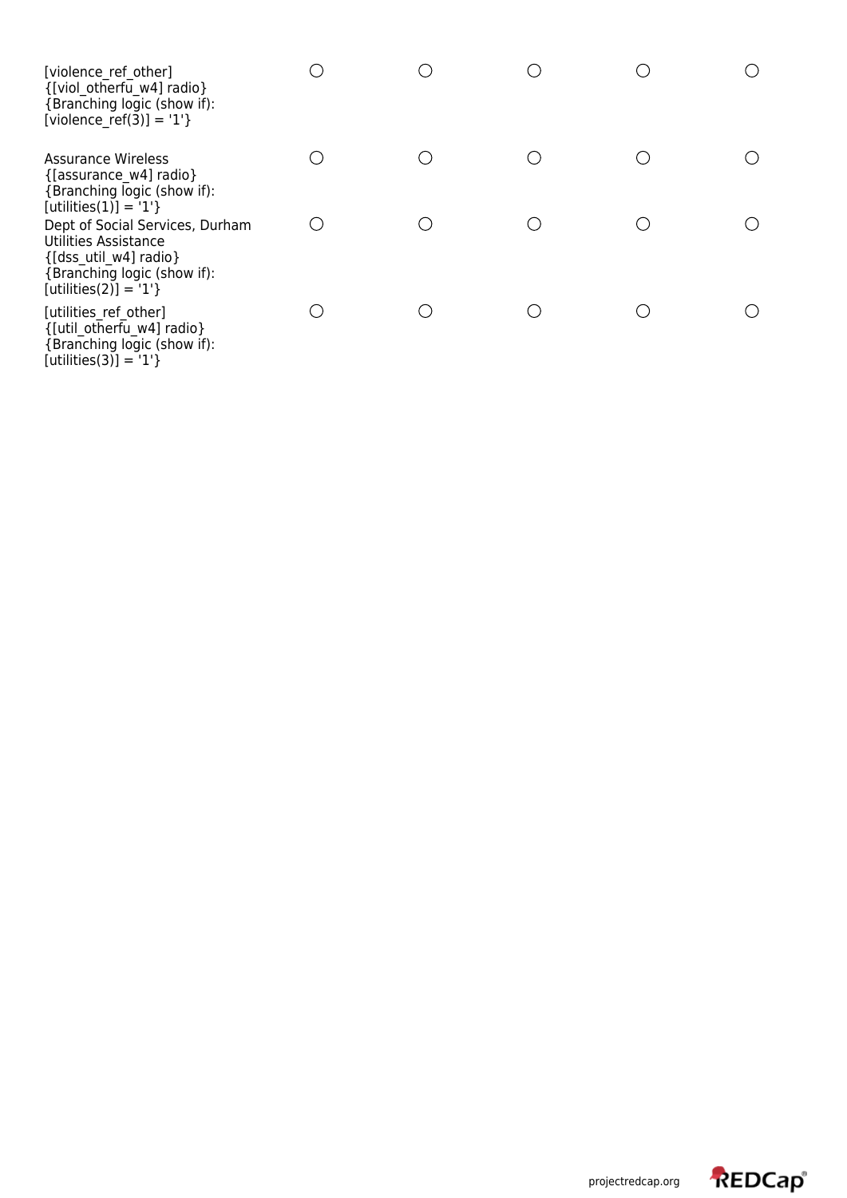| | | | | | |
|---|---|---|---|---|---|
| [violence_ref_other] {[viol_otherfu_w4] radio} {Branching logic (show if): [violence_ref(3)] = '1'} | ○ | ○ | ○ | ○ | ○ |
| Assurance Wireless {[assurance_w4] radio} {Branching logic (show if): [utilities(1)] = '1'} | ○ | ○ | ○ | ○ | ○ |
| Dept of Social Services, Durham Utilities Assistance {[dss_util_w4] radio} {Branching logic (show if): [utilities(2)] = '1'} | ○ | ○ | ○ | ○ | ○ |
| [utilities_ref_other] {[util_otherfu_w4] radio} {Branching logic (show if): [utilities(3)] = '1'} | ○ | ○ | ○ | ○ | ○ |